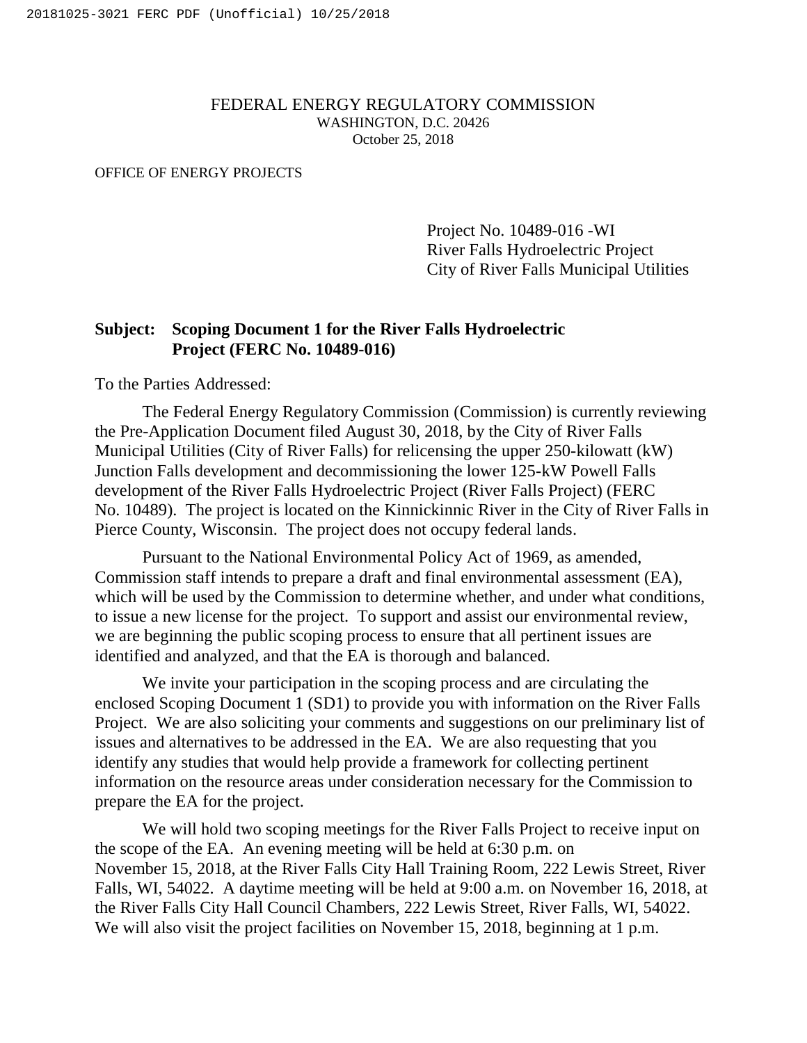FEDERAL ENERGY REGULATORY COMMISSION
WASHINGTON, D.C. 20426
October 25, 2018

OFFICE OF ENERGY PROJECTS

Project No. 10489-016 -WI
River Falls Hydroelectric Project
City of River Falls Municipal Utilities

**Subject: Scoping Document 1 for the River Falls Hydroelectric Project (FERC No. 10489-016)**

To the Parties Addressed:

The Federal Energy Regulatory Commission (Commission) is currently reviewing the Pre-Application Document filed August 30, 2018, by the City of River Falls Municipal Utilities (City of River Falls) for relicensing the upper 250-kilowatt (kW) Junction Falls development and decommissioning the lower 125-kW Powell Falls development of the River Falls Hydroelectric Project (River Falls Project) (FERC No. 10489). The project is located on the Kinnickinnic River in the City of River Falls in Pierce County, Wisconsin. The project does not occupy federal lands.

Pursuant to the National Environmental Policy Act of 1969, as amended, Commission staff intends to prepare a draft and final environmental assessment (EA), which will be used by the Commission to determine whether, and under what conditions, to issue a new license for the project. To support and assist our environmental review, we are beginning the public scoping process to ensure that all pertinent issues are identified and analyzed, and that the EA is thorough and balanced.

We invite your participation in the scoping process and are circulating the enclosed Scoping Document 1 (SD1) to provide you with information on the River Falls Project. We are also soliciting your comments and suggestions on our preliminary list of issues and alternatives to be addressed in the EA. We are also requesting that you identify any studies that would help provide a framework for collecting pertinent information on the resource areas under consideration necessary for the Commission to prepare the EA for the project.

We will hold two scoping meetings for the River Falls Project to receive input on the scope of the EA. An evening meeting will be held at 6:30 p.m. on November 15, 2018, at the River Falls City Hall Training Room, 222 Lewis Street, River Falls, WI, 54022. A daytime meeting will be held at 9:00 a.m. on November 16, 2018, at the River Falls City Hall Council Chambers, 222 Lewis Street, River Falls, WI, 54022. We will also visit the project facilities on November 15, 2018, beginning at 1 p.m.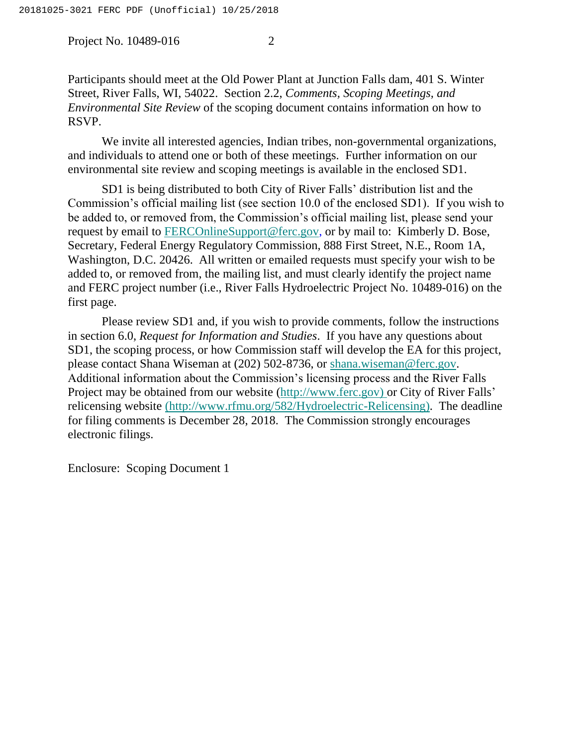Participants should meet at the Old Power Plant at Junction Falls dam, 401 S. Winter Street, River Falls, WI, 54022. Section 2.2, *Comments, Scoping Meetings, and Environmental Site Review* of the scoping document contains information on how to RSVP.

We invite all interested agencies, Indian tribes, non-governmental organizations, and individuals to attend one or both of these meetings. Further information on our environmental site review and scoping meetings is available in the enclosed SD1.

SD1 is being distributed to both City of River Falls' distribution list and the Commission's official mailing list (see section 10.0 of the enclosed SD1). If you wish to be added to, or removed from, the Commission's official mailing list, please send your request by email to FERCOnlineSupport@ferc.gov, or by mail to: Kimberly D. Bose, Secretary, Federal Energy Regulatory Commission, 888 First Street, N.E., Room 1A, Washington, D.C. 20426. All written or emailed requests must specify your wish to be added to, or removed from, the mailing list, and must clearly identify the project name and FERC project number (i.e., River Falls Hydroelectric Project No. 10489-016) on the first page.

Please review SD1 and, if you wish to provide comments, follow the instructions in section 6.0, *Request for Information and Studies*. If you have any questions about SD1, the scoping process, or how Commission staff will develop the EA for this project, please contact Shana Wiseman at (202) 502-8736, or shana.wiseman@ferc.gov. Additional information about the Commission's licensing process and the River Falls Project may be obtained from our website (http://www.ferc.gov) or City of River Falls' relicensing website (http://www.rfmu.org/582/Hydroelectric-Relicensing). The deadline for filing comments is December 28, 2018. The Commission strongly encourages electronic filings.

Enclosure: Scoping Document 1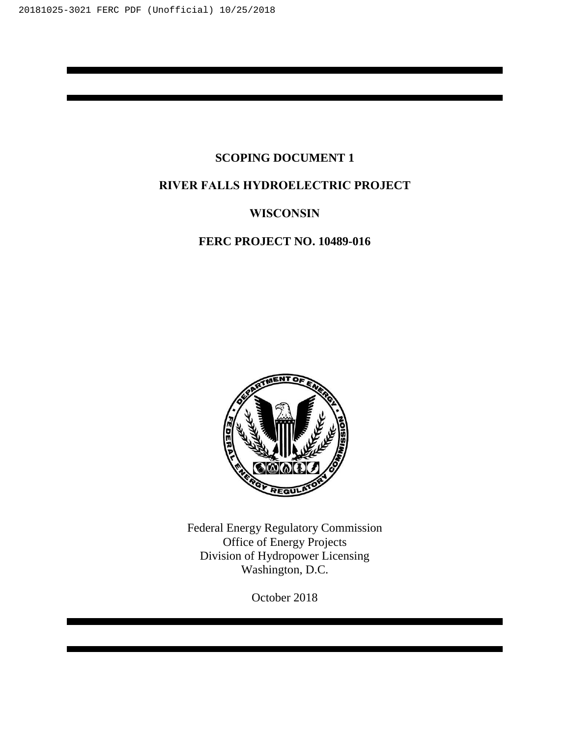**SCOPING DOCUMENT 1**

**RIVER FALLS HYDROELECTRIC PROJECT**

**WISCONSIN**

**FERC PROJECT NO. 10489-016**

Federal Energy Regulatory Commission
Office of Energy Projects
Division of Hydropower Licensing
Washington, D.C.

October 2018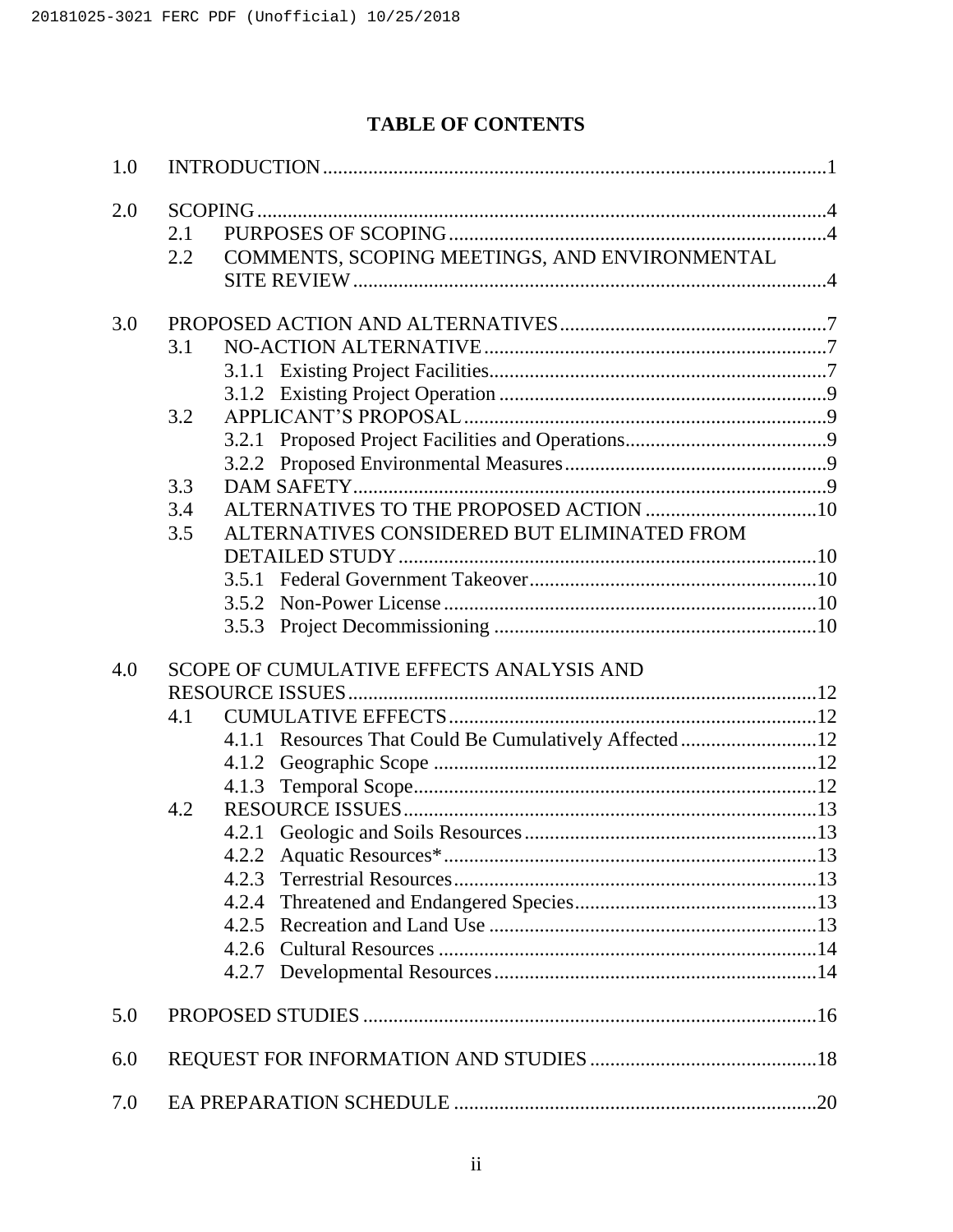## TABLE OF CONTENTS

1.0 INTRODUCTION .......... 1

2.0 SCOPING .......... 4
- 2.1 PURPOSES OF SCOPING .......... 4
- 2.2 COMMENTS, SCOPING MEETINGS, AND ENVIRONMENTAL SITE REVIEW .......... 4

3.0 PROPOSED ACTION AND ALTERNATIVES .......... 7
- 3.1 NO-ACTION ALTERNATIVE .......... 7
  - 3.1.1 Existing Project Facilities .......... 7
  - 3.1.2 Existing Project Operation .......... 9
- 3.2 APPLICANT'S PROPOSAL .......... 9
  - 3.2.1 Proposed Project Facilities and Operations .......... 9
  - 3.2.2 Proposed Environmental Measures .......... 9
- 3.3 DAM SAFETY .......... 9
- 3.4 ALTERNATIVES TO THE PROPOSED ACTION .......... 10
- 3.5 ALTERNATIVES CONSIDERED BUT ELIMINATED FROM DETAILED STUDY .......... 10
  - 3.5.1 Federal Government Takeover .......... 10
  - 3.5.2 Non-Power License .......... 10
  - 3.5.3 Project Decommissioning .......... 10

4.0 SCOPE OF CUMULATIVE EFFECTS ANALYSIS AND RESOURCE ISSUES .......... 12
- 4.1 CUMULATIVE EFFECTS .......... 12
  - 4.1.1 Resources That Could Be Cumulatively Affected .......... 12
  - 4.1.2 Geographic Scope .......... 12
  - 4.1.3 Temporal Scope .......... 12
- 4.2 RESOURCE ISSUES .......... 13
  - 4.2.1 Geologic and Soils Resources .......... 13
  - 4.2.2 Aquatic Resources* .......... 13
  - 4.2.3 Terrestrial Resources .......... 13
  - 4.2.4 Threatened and Endangered Species .......... 13
  - 4.2.5 Recreation and Land Use .......... 13
  - 4.2.6 Cultural Resources .......... 14
  - 4.2.7 Developmental Resources .......... 14

5.0 PROPOSED STUDIES .......... 16

6.0 REQUEST FOR INFORMATION AND STUDIES .......... 18

7.0 EA PREPARATION SCHEDULE .......... 20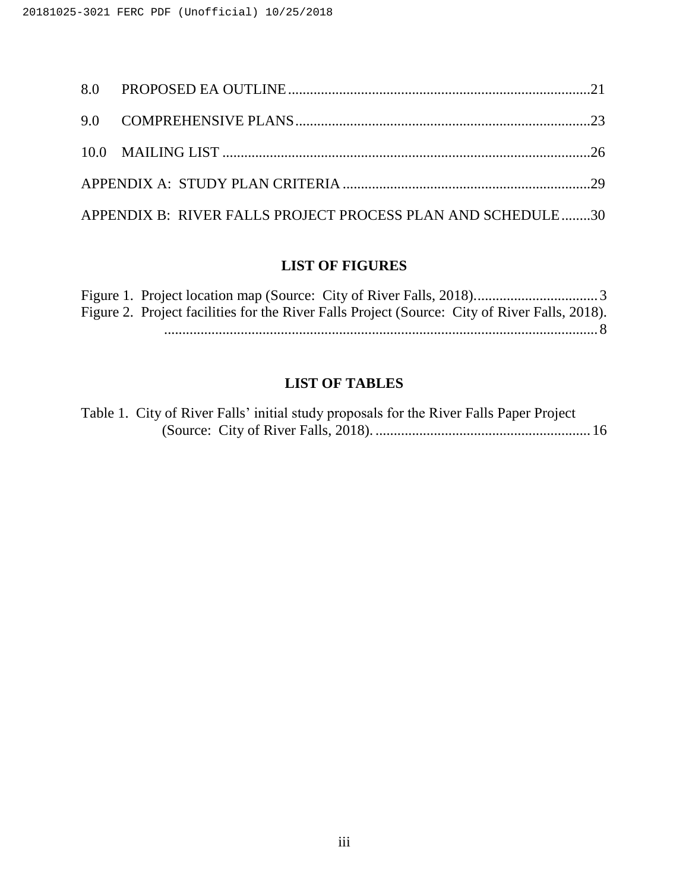8.0 PROPOSED EA OUTLINE....................................................................................21

9.0 COMPREHENSIVE PLANS...............................................................................23

10.0 MAILING LIST ..................................................................................................26

APPENDIX A: STUDY PLAN CRITERIA ..................................................................29

APPENDIX B: RIVER FALLS PROJECT PROCESS PLAN AND SCHEDULE........30

## LIST OF FIGURES

Figure 1. Project location map (Source: City of River Falls, 2018)..................................3

Figure 2. Project facilities for the River Falls Project (Source: City of River Falls, 2018). .......................................................................................................................8

## LIST OF TABLES

Table 1. City of River Falls' initial study proposals for the River Falls Paper Project (Source: City of River Falls, 2018). ..........................................................16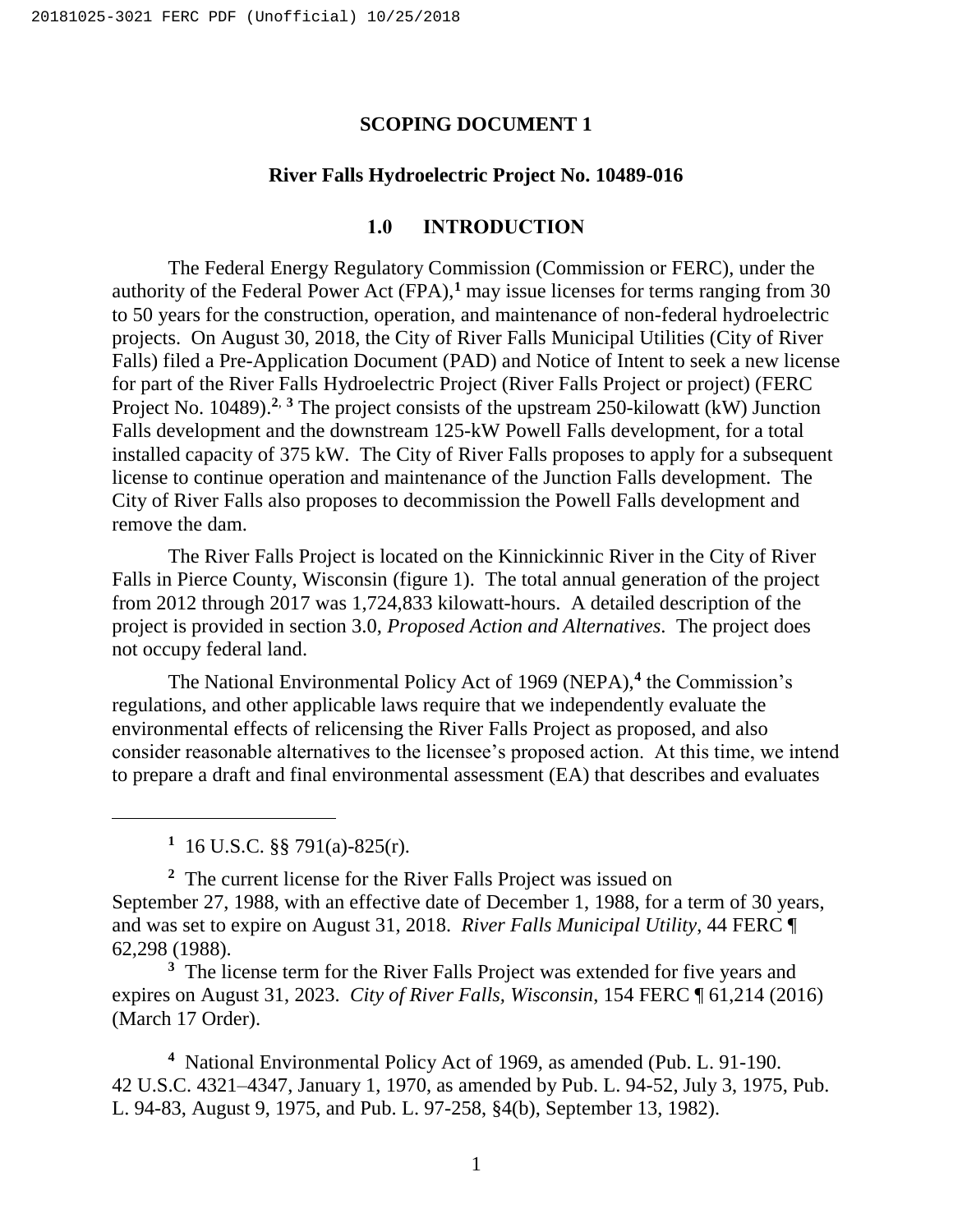## SCOPING DOCUMENT 1

### River Falls Hydroelectric Project No. 10489-016

### 1.0 INTRODUCTION

The Federal Energy Regulatory Commission (Commission or FERC), under the authority of the Federal Power Act (FPA),[1] may issue licenses for terms ranging from 30 to 50 years for the construction, operation, and maintenance of non-federal hydroelectric projects. On August 30, 2018, the City of River Falls Municipal Utilities (City of River Falls) filed a Pre-Application Document (PAD) and Notice of Intent to seek a new license for part of the River Falls Hydroelectric Project (River Falls Project or project) (FERC Project No. 10489).[2, 3] The project consists of the upstream 250-kilowatt (kW) Junction Falls development and the downstream 125-kW Powell Falls development, for a total installed capacity of 375 kW. The City of River Falls proposes to apply for a subsequent license to continue operation and maintenance of the Junction Falls development. The City of River Falls also proposes to decommission the Powell Falls development and remove the dam.

The River Falls Project is located on the Kinnickinnic River in the City of River Falls in Pierce County, Wisconsin (figure 1). The total annual generation of the project from 2012 through 2017 was 1,724,833 kilowatt-hours. A detailed description of the project is provided in section 3.0, *Proposed Action and Alternatives*. The project does not occupy federal land.

The National Environmental Policy Act of 1969 (NEPA),[4] the Commission's regulations, and other applicable laws require that we independently evaluate the environmental effects of relicensing the River Falls Project as proposed, and also consider reasonable alternatives to the licensee's proposed action. At this time, we intend to prepare a draft and final environmental assessment (EA) that describes and evaluates

---

[1] 16 U.S.C. §§ 791(a)-825(r).

[2] The current license for the River Falls Project was issued on September 27, 1988, with an effective date of December 1, 1988, for a term of 30 years, and was set to expire on August 31, 2018. *River Falls Municipal Utility*, 44 FERC ¶ 62,298 (1988).

[3] The license term for the River Falls Project was extended for five years and expires on August 31, 2023. *City of River Falls, Wisconsin*, 154 FERC ¶ 61,214 (2016) (March 17 Order).

[4] National Environmental Policy Act of 1969, as amended (Pub. L. 91-190. 42 U.S.C. 4321–4347, January 1, 1970, as amended by Pub. L. 94-52, July 3, 1975, Pub. L. 94-83, August 9, 1975, and Pub. L. 97-258, §4(b), September 13, 1982).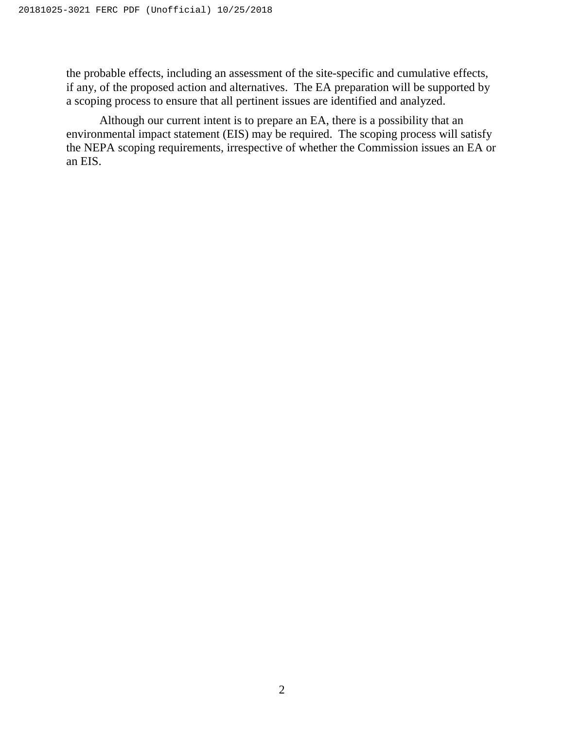the probable effects, including an assessment of the site-specific and cumulative effects, if any, of the proposed action and alternatives. The EA preparation will be supported by a scoping process to ensure that all pertinent issues are identified and analyzed.

Although our current intent is to prepare an EA, there is a possibility that an environmental impact statement (EIS) may be required. The scoping process will satisfy the NEPA scoping requirements, irrespective of whether the Commission issues an EA or an EIS.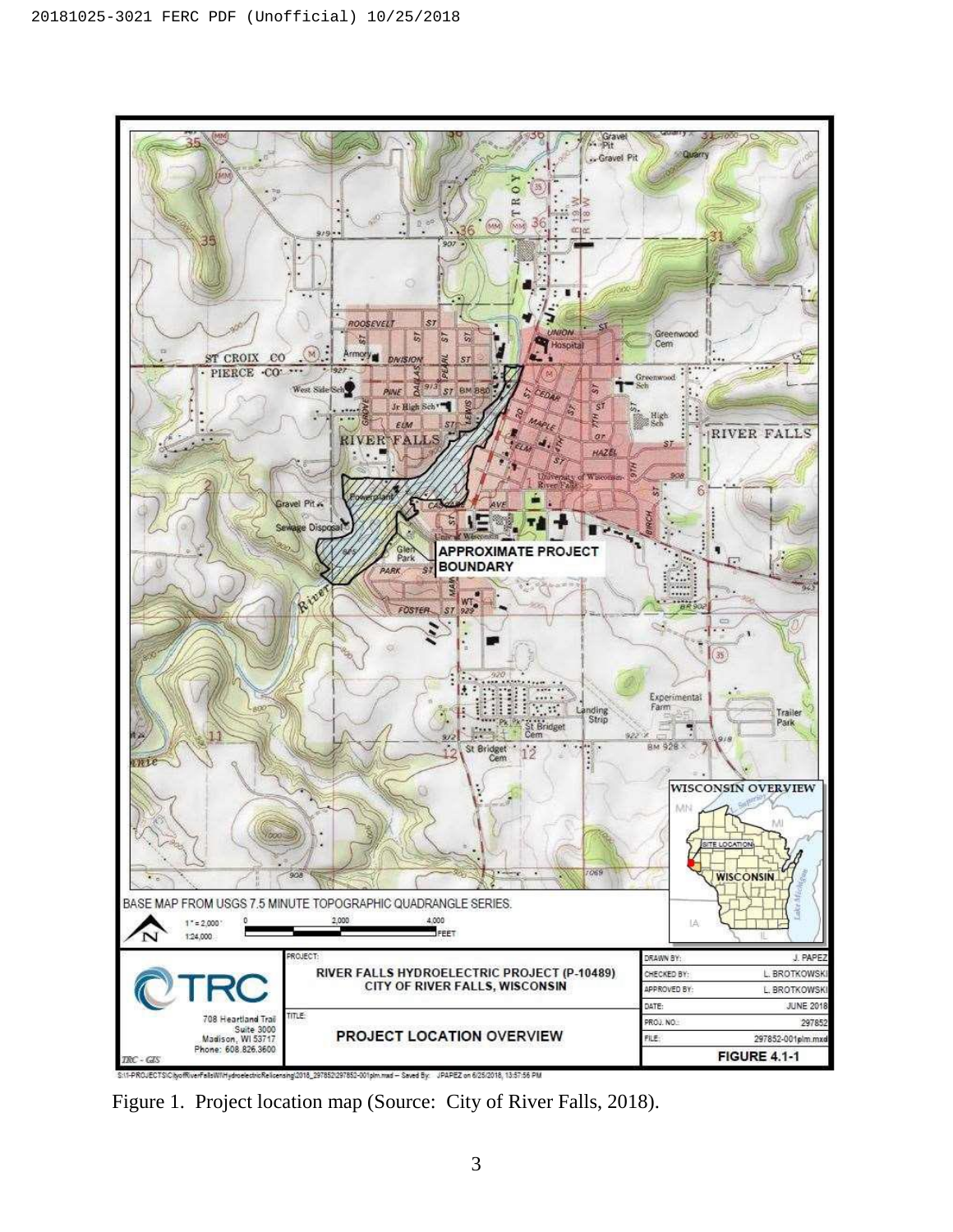Figure 1. Project location map (Source: City of River Falls, 2018).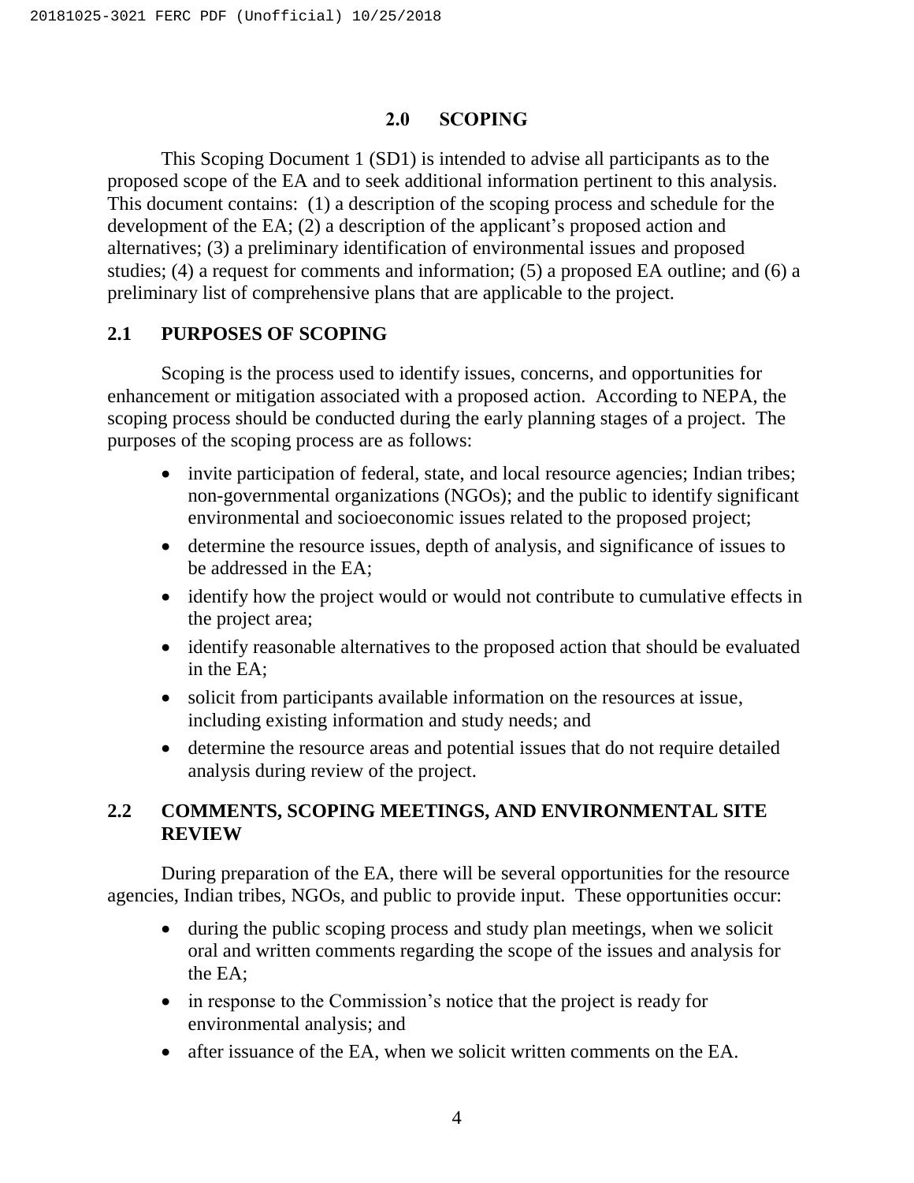## 2.0 SCOPING

This Scoping Document 1 (SD1) is intended to advise all participants as to the proposed scope of the EA and to seek additional information pertinent to this analysis. This document contains: (1) a description of the scoping process and schedule for the development of the EA; (2) a description of the applicant's proposed action and alternatives; (3) a preliminary identification of environmental issues and proposed studies; (4) a request for comments and information; (5) a proposed EA outline; and (6) a preliminary list of comprehensive plans that are applicable to the project.

### 2.1 PURPOSES OF SCOPING

Scoping is the process used to identify issues, concerns, and opportunities for enhancement or mitigation associated with a proposed action. According to NEPA, the scoping process should be conducted during the early planning stages of a project. The purposes of the scoping process are as follows:

- invite participation of federal, state, and local resource agencies; Indian tribes; non-governmental organizations (NGOs); and the public to identify significant environmental and socioeconomic issues related to the proposed project;
- determine the resource issues, depth of analysis, and significance of issues to be addressed in the EA;
- identify how the project would or would not contribute to cumulative effects in the project area;
- identify reasonable alternatives to the proposed action that should be evaluated in the EA;
- solicit from participants available information on the resources at issue, including existing information and study needs; and
- determine the resource areas and potential issues that do not require detailed analysis during review of the project.

### 2.2 COMMENTS, SCOPING MEETINGS, AND ENVIRONMENTAL SITE REVIEW

During preparation of the EA, there will be several opportunities for the resource agencies, Indian tribes, NGOs, and public to provide input. These opportunities occur:

- during the public scoping process and study plan meetings, when we solicit oral and written comments regarding the scope of the issues and analysis for the EA;
- in response to the Commission's notice that the project is ready for environmental analysis; and
- after issuance of the EA, when we solicit written comments on the EA.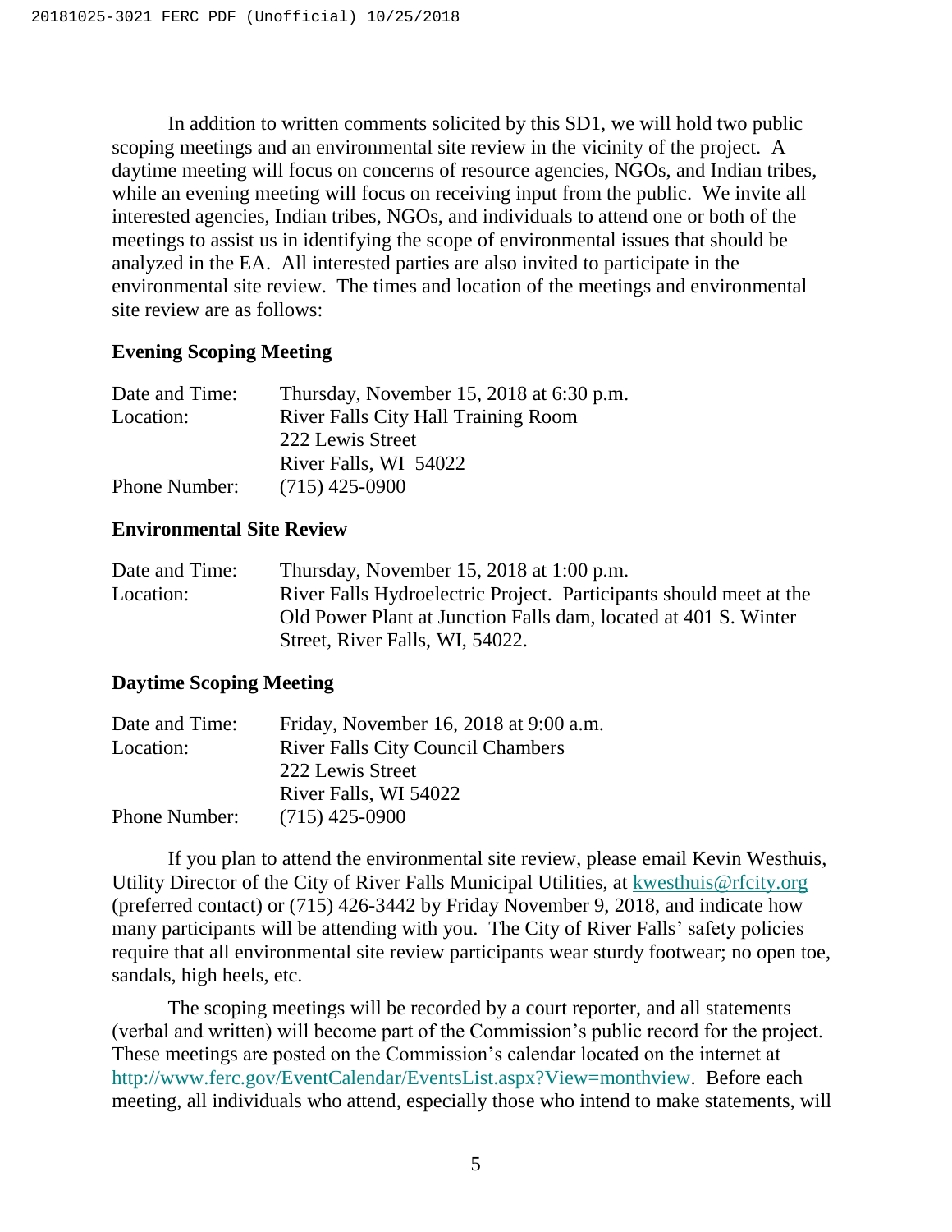In addition to written comments solicited by this SD1, we will hold two public scoping meetings and an environmental site review in the vicinity of the project. A daytime meeting will focus on concerns of resource agencies, NGOs, and Indian tribes, while an evening meeting will focus on receiving input from the public. We invite all interested agencies, Indian tribes, NGOs, and individuals to attend one or both of the meetings to assist us in identifying the scope of environmental issues that should be analyzed in the EA. All interested parties are also invited to participate in the environmental site review. The times and location of the meetings and environmental site review are as follows:

**Evening Scoping Meeting**

| | |
|---|---|
| Date and Time: | Thursday, November 15, 2018 at 6:30 p.m. |
| Location: | River Falls City Hall Training Room<br>222 Lewis Street<br>River Falls, WI 54022 |
| Phone Number: | (715) 425-0900 |

**Environmental Site Review**

| | |
|---|---|
| Date and Time: | Thursday, November 15, 2018 at 1:00 p.m. |
| Location: | River Falls Hydroelectric Project. Participants should meet at the Old Power Plant at Junction Falls dam, located at 401 S. Winter Street, River Falls, WI, 54022. |

**Daytime Scoping Meeting**

| | |
|---|---|
| Date and Time: | Friday, November 16, 2018 at 9:00 a.m. |
| Location: | River Falls City Council Chambers<br>222 Lewis Street<br>River Falls, WI 54022 |
| Phone Number: | (715) 425-0900 |

If you plan to attend the environmental site review, please email Kevin Westhuis, Utility Director of the City of River Falls Municipal Utilities, at kwesthuis@rfcity.org (preferred contact) or (715) 426-3442 by Friday November 9, 2018, and indicate how many participants will be attending with you. The City of River Falls' safety policies require that all environmental site review participants wear sturdy footwear; no open toe, sandals, high heels, etc.

The scoping meetings will be recorded by a court reporter, and all statements (verbal and written) will become part of the Commission's public record for the project. These meetings are posted on the Commission's calendar located on the internet at http://www.ferc.gov/EventCalendar/EventsList.aspx?View=monthview. Before each meeting, all individuals who attend, especially those who intend to make statements, will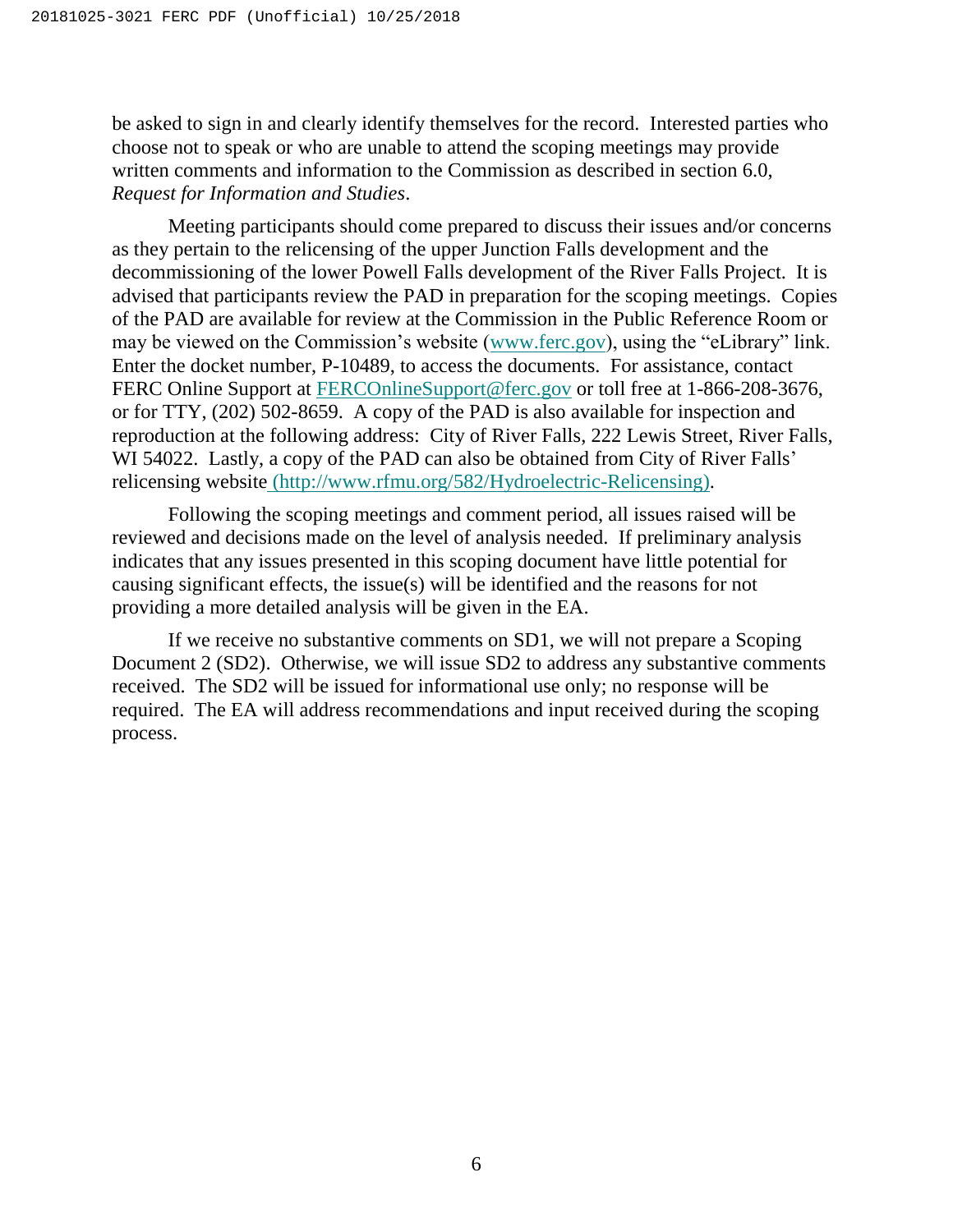be asked to sign in and clearly identify themselves for the record. Interested parties who choose not to speak or who are unable to attend the scoping meetings may provide written comments and information to the Commission as described in section 6.0, *Request for Information and Studies*.

Meeting participants should come prepared to discuss their issues and/or concerns as they pertain to the relicensing of the upper Junction Falls development and the decommissioning of the lower Powell Falls development of the River Falls Project. It is advised that participants review the PAD in preparation for the scoping meetings. Copies of the PAD are available for review at the Commission in the Public Reference Room or may be viewed on the Commission's website (www.ferc.gov), using the "eLibrary" link. Enter the docket number, P-10489, to access the documents. For assistance, contact FERC Online Support at FERCOnlineSupport@ferc.gov or toll free at 1-866-208-3676, or for TTY, (202) 502-8659. A copy of the PAD is also available for inspection and reproduction at the following address: City of River Falls, 222 Lewis Street, River Falls, WI 54022. Lastly, a copy of the PAD can also be obtained from City of River Falls' relicensing website (http://www.rfmu.org/582/Hydroelectric-Relicensing).

Following the scoping meetings and comment period, all issues raised will be reviewed and decisions made on the level of analysis needed. If preliminary analysis indicates that any issues presented in this scoping document have little potential for causing significant effects, the issue(s) will be identified and the reasons for not providing a more detailed analysis will be given in the EA.

If we receive no substantive comments on SD1, we will not prepare a Scoping Document 2 (SD2). Otherwise, we will issue SD2 to address any substantive comments received. The SD2 will be issued for informational use only; no response will be required. The EA will address recommendations and input received during the scoping process.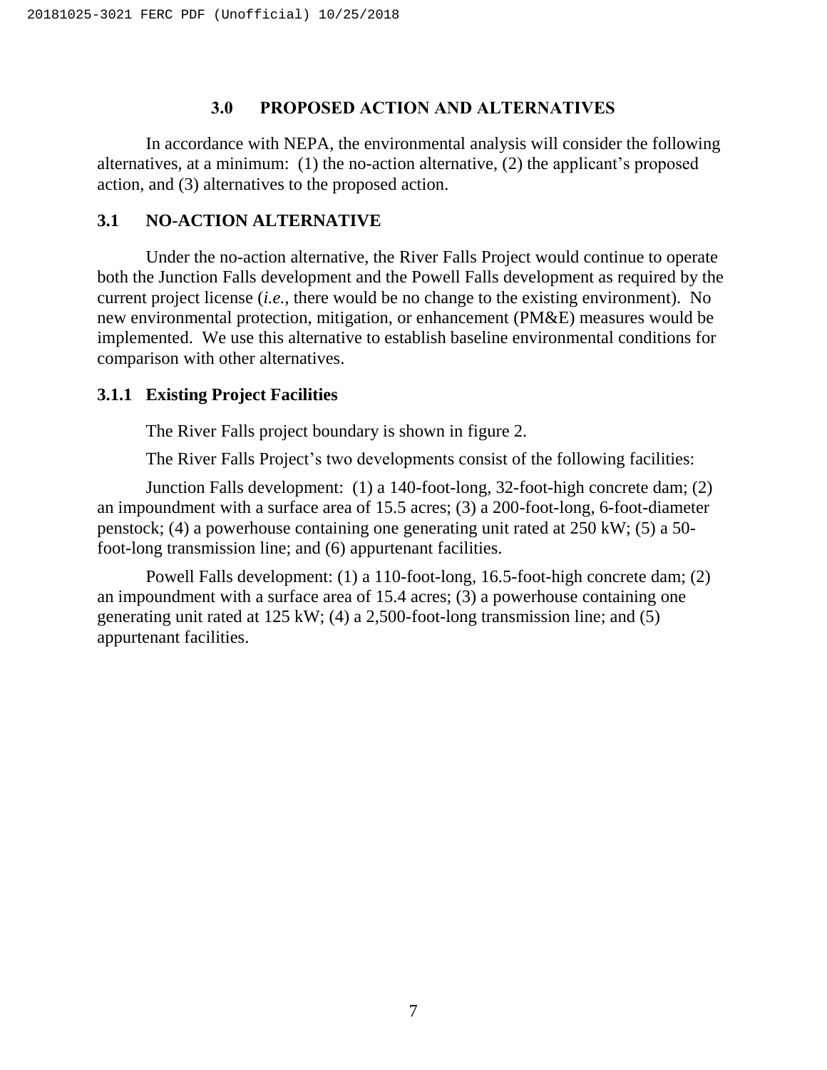# 3.0 PROPOSED ACTION AND ALTERNATIVES

In accordance with NEPA, the environmental analysis will consider the following alternatives, at a minimum: (1) the no-action alternative, (2) the applicant's proposed action, and (3) alternatives to the proposed action.

## 3.1 NO-ACTION ALTERNATIVE

Under the no-action alternative, the River Falls Project would continue to operate both the Junction Falls development and the Powell Falls development as required by the current project license (*i.e.*, there would be no change to the existing environment). No new environmental protection, mitigation, or enhancement (PM&E) measures would be implemented. We use this alternative to establish baseline environmental conditions for comparison with other alternatives.

### 3.1.1 Existing Project Facilities

The River Falls project boundary is shown in figure 2.

The River Falls Project's two developments consist of the following facilities:

Junction Falls development: (1) a 140-foot-long, 32-foot-high concrete dam; (2) an impoundment with a surface area of 15.5 acres; (3) a 200-foot-long, 6-foot-diameter penstock; (4) a powerhouse containing one generating unit rated at 250 kW; (5) a 50-foot-long transmission line; and (6) appurtenant facilities.

Powell Falls development: (1) a 110-foot-long, 16.5-foot-high concrete dam; (2) an impoundment with a surface area of 15.4 acres; (3) a powerhouse containing one generating unit rated at 125 kW; (4) a 2,500-foot-long transmission line; and (5) appurtenant facilities.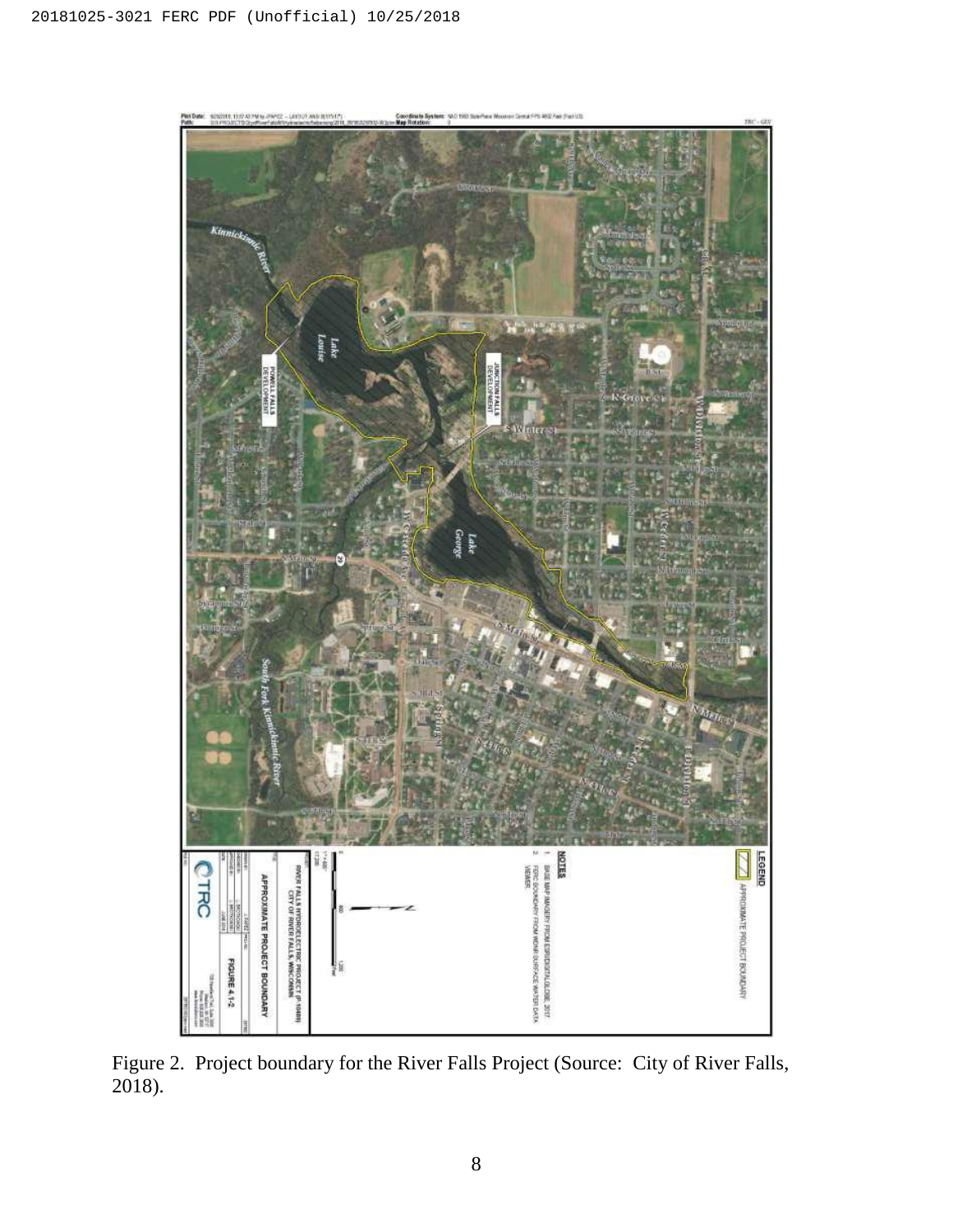Figure 2. Project boundary for the River Falls Project (Source: City of River Falls, 2018).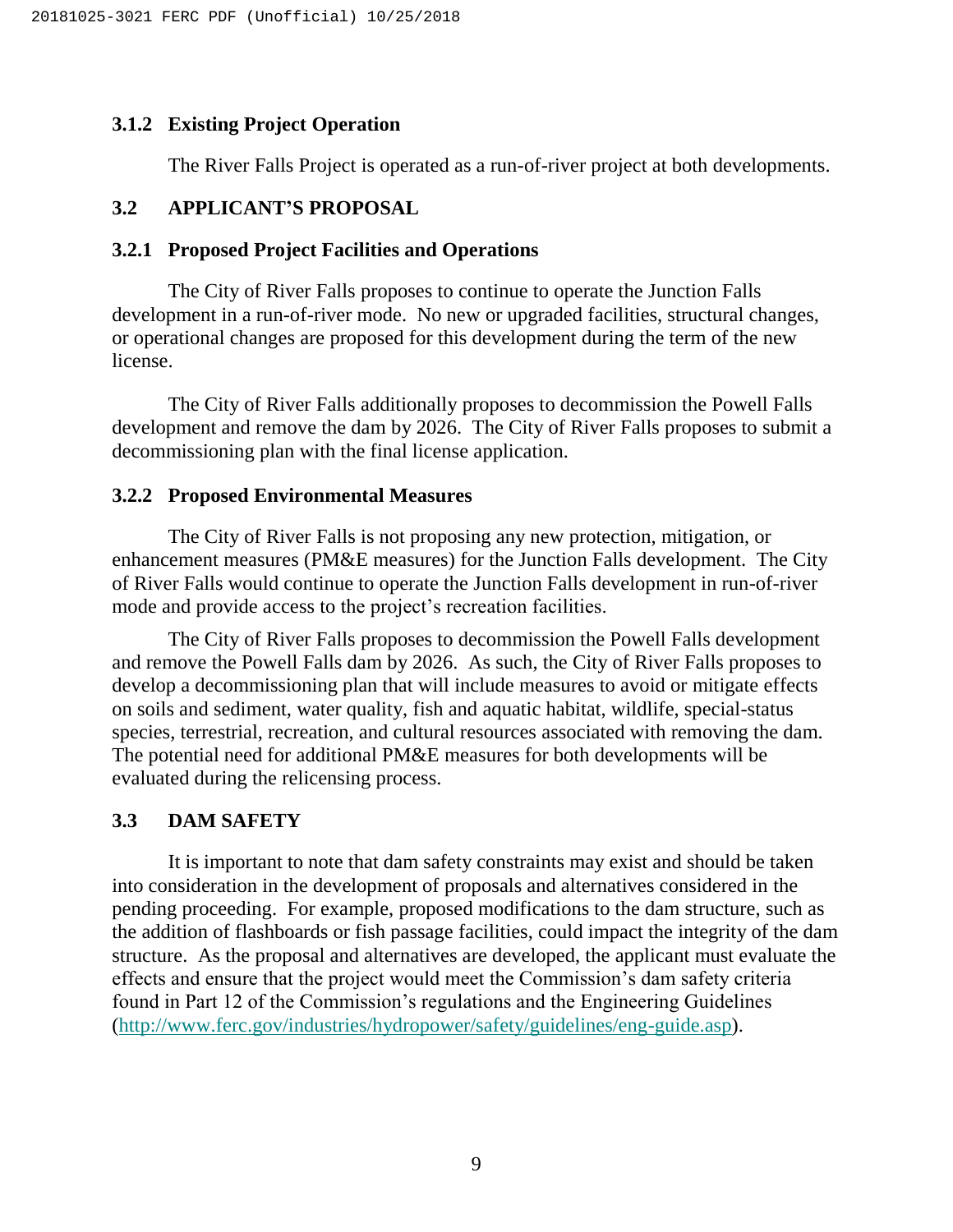### 3.1.2 Existing Project Operation

The River Falls Project is operated as a run-of-river project at both developments.

## 3.2 APPLICANT'S PROPOSAL

### 3.2.1 Proposed Project Facilities and Operations

The City of River Falls proposes to continue to operate the Junction Falls development in a run-of-river mode. No new or upgraded facilities, structural changes, or operational changes are proposed for this development during the term of the new license.

The City of River Falls additionally proposes to decommission the Powell Falls development and remove the dam by 2026. The City of River Falls proposes to submit a decommissioning plan with the final license application.

### 3.2.2 Proposed Environmental Measures

The City of River Falls is not proposing any new protection, mitigation, or enhancement measures (PM&E measures) for the Junction Falls development. The City of River Falls would continue to operate the Junction Falls development in run-of-river mode and provide access to the project's recreation facilities.

The City of River Falls proposes to decommission the Powell Falls development and remove the Powell Falls dam by 2026. As such, the City of River Falls proposes to develop a decommissioning plan that will include measures to avoid or mitigate effects on soils and sediment, water quality, fish and aquatic habitat, wildlife, special-status species, terrestrial, recreation, and cultural resources associated with removing the dam. The potential need for additional PM&E measures for both developments will be evaluated during the relicensing process.

## 3.3 DAM SAFETY

It is important to note that dam safety constraints may exist and should be taken into consideration in the development of proposals and alternatives considered in the pending proceeding. For example, proposed modifications to the dam structure, such as the addition of flashboards or fish passage facilities, could impact the integrity of the dam structure. As the proposal and alternatives are developed, the applicant must evaluate the effects and ensure that the project would meet the Commission's dam safety criteria found in Part 12 of the Commission's regulations and the Engineering Guidelines (http://www.ferc.gov/industries/hydropower/safety/guidelines/eng-guide.asp).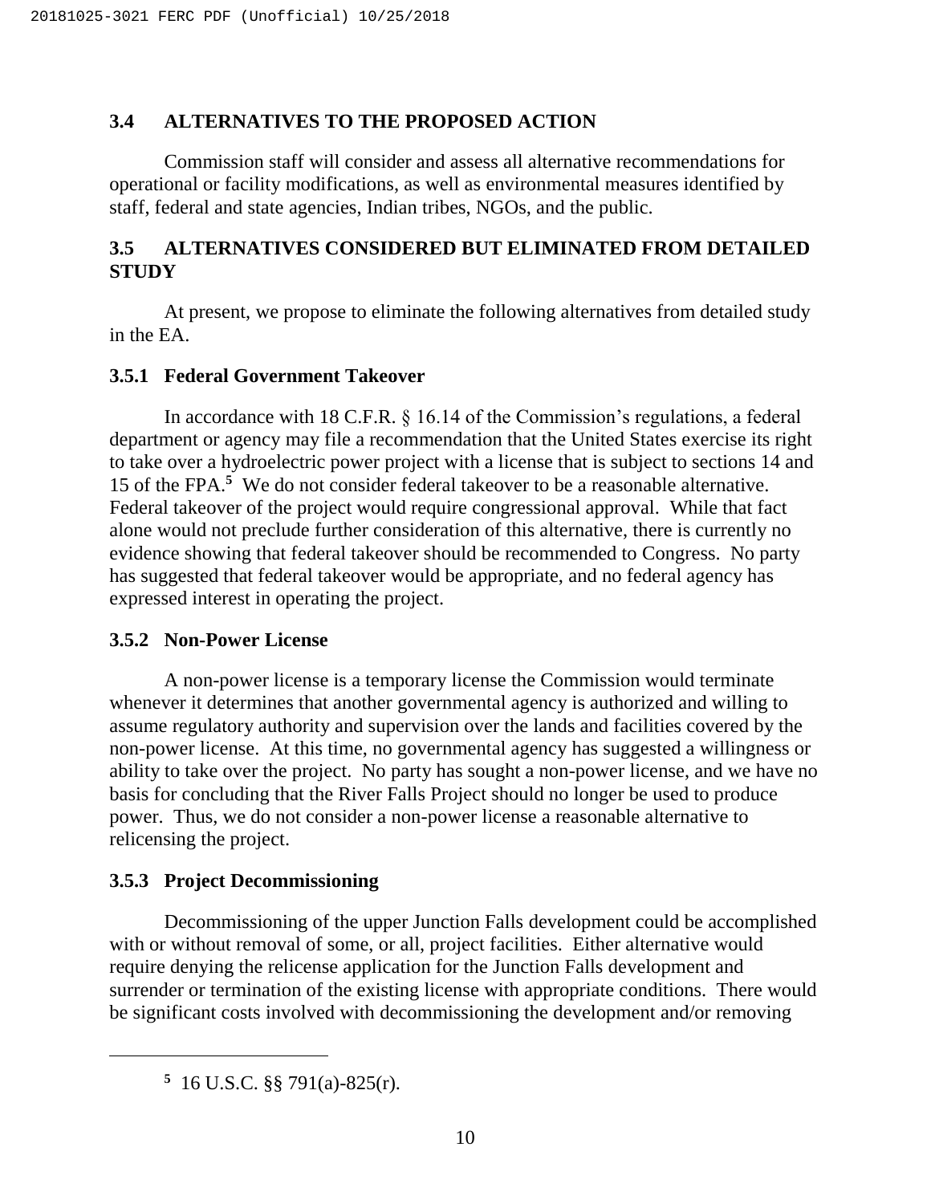## 3.4 ALTERNATIVES TO THE PROPOSED ACTION

Commission staff will consider and assess all alternative recommendations for operational or facility modifications, as well as environmental measures identified by staff, federal and state agencies, Indian tribes, NGOs, and the public.

## 3.5 ALTERNATIVES CONSIDERED BUT ELIMINATED FROM DETAILED STUDY

At present, we propose to eliminate the following alternatives from detailed study in the EA.

### 3.5.1 Federal Government Takeover

In accordance with 18 C.F.R. § 16.14 of the Commission's regulations, a federal department or agency may file a recommendation that the United States exercise its right to take over a hydroelectric power project with a license that is subject to sections 14 and 15 of the FPA.[5] We do not consider federal takeover to be a reasonable alternative. Federal takeover of the project would require congressional approval. While that fact alone would not preclude further consideration of this alternative, there is currently no evidence showing that federal takeover should be recommended to Congress. No party has suggested that federal takeover would be appropriate, and no federal agency has expressed interest in operating the project.

### 3.5.2 Non-Power License

A non-power license is a temporary license the Commission would terminate whenever it determines that another governmental agency is authorized and willing to assume regulatory authority and supervision over the lands and facilities covered by the non-power license. At this time, no governmental agency has suggested a willingness or ability to take over the project. No party has sought a non-power license, and we have no basis for concluding that the River Falls Project should no longer be used to produce power. Thus, we do not consider a non-power license a reasonable alternative to relicensing the project.

### 3.5.3 Project Decommissioning

Decommissioning of the upper Junction Falls development could be accomplished with or without removal of some, or all, project facilities. Either alternative would require denying the relicense application for the Junction Falls development and surrender or termination of the existing license with appropriate conditions. There would be significant costs involved with decommissioning the development and/or removing

[5] 16 U.S.C. §§ 791(a)-825(r).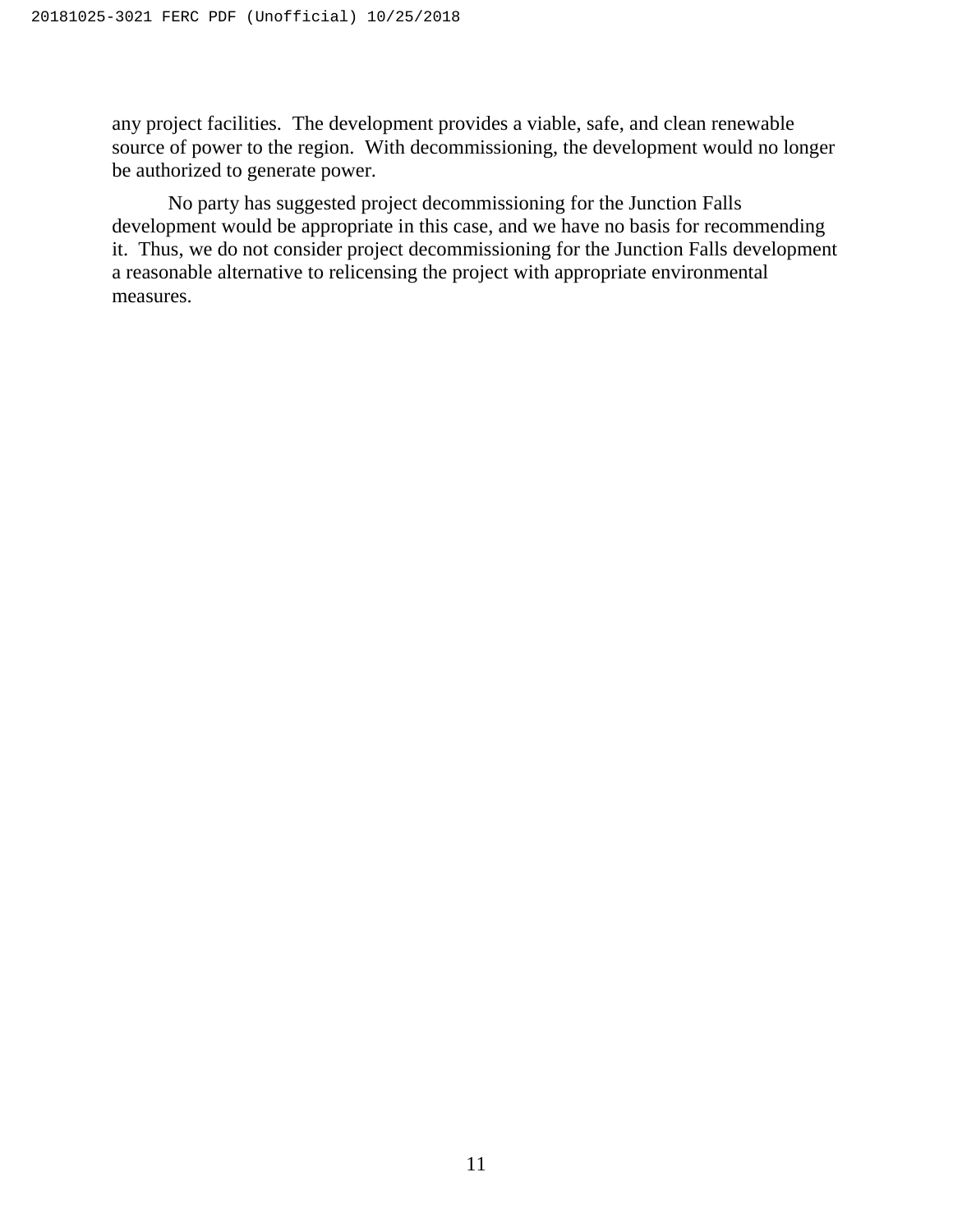any project facilities. The development provides a viable, safe, and clean renewable source of power to the region. With decommissioning, the development would no longer be authorized to generate power.

No party has suggested project decommissioning for the Junction Falls development would be appropriate in this case, and we have no basis for recommending it. Thus, we do not consider project decommissioning for the Junction Falls development a reasonable alternative to relicensing the project with appropriate environmental measures.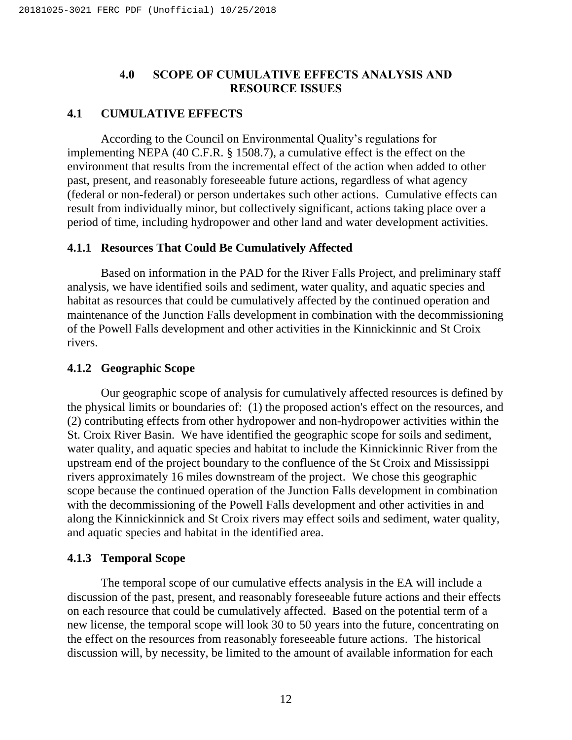## 4.0 SCOPE OF CUMULATIVE EFFECTS ANALYSIS AND RESOURCE ISSUES

### 4.1 CUMULATIVE EFFECTS

According to the Council on Environmental Quality's regulations for implementing NEPA (40 C.F.R. § 1508.7), a cumulative effect is the effect on the environment that results from the incremental effect of the action when added to other past, present, and reasonably foreseeable future actions, regardless of what agency (federal or non-federal) or person undertakes such other actions. Cumulative effects can result from individually minor, but collectively significant, actions taking place over a period of time, including hydropower and other land and water development activities.

#### 4.1.1 Resources That Could Be Cumulatively Affected

Based on information in the PAD for the River Falls Project, and preliminary staff analysis, we have identified soils and sediment, water quality, and aquatic species and habitat as resources that could be cumulatively affected by the continued operation and maintenance of the Junction Falls development in combination with the decommissioning of the Powell Falls development and other activities in the Kinnickinnic and St Croix rivers.

#### 4.1.2 Geographic Scope

Our geographic scope of analysis for cumulatively affected resources is defined by the physical limits or boundaries of: (1) the proposed action's effect on the resources, and (2) contributing effects from other hydropower and non-hydropower activities within the St. Croix River Basin. We have identified the geographic scope for soils and sediment, water quality, and aquatic species and habitat to include the Kinnickinnic River from the upstream end of the project boundary to the confluence of the St Croix and Mississippi rivers approximately 16 miles downstream of the project. We chose this geographic scope because the continued operation of the Junction Falls development in combination with the decommissioning of the Powell Falls development and other activities in and along the Kinnickinnick and St Croix rivers may effect soils and sediment, water quality, and aquatic species and habitat in the identified area.

#### 4.1.3 Temporal Scope

The temporal scope of our cumulative effects analysis in the EA will include a discussion of the past, present, and reasonably foreseeable future actions and their effects on each resource that could be cumulatively affected. Based on the potential term of a new license, the temporal scope will look 30 to 50 years into the future, concentrating on the effect on the resources from reasonably foreseeable future actions. The historical discussion will, by necessity, be limited to the amount of available information for each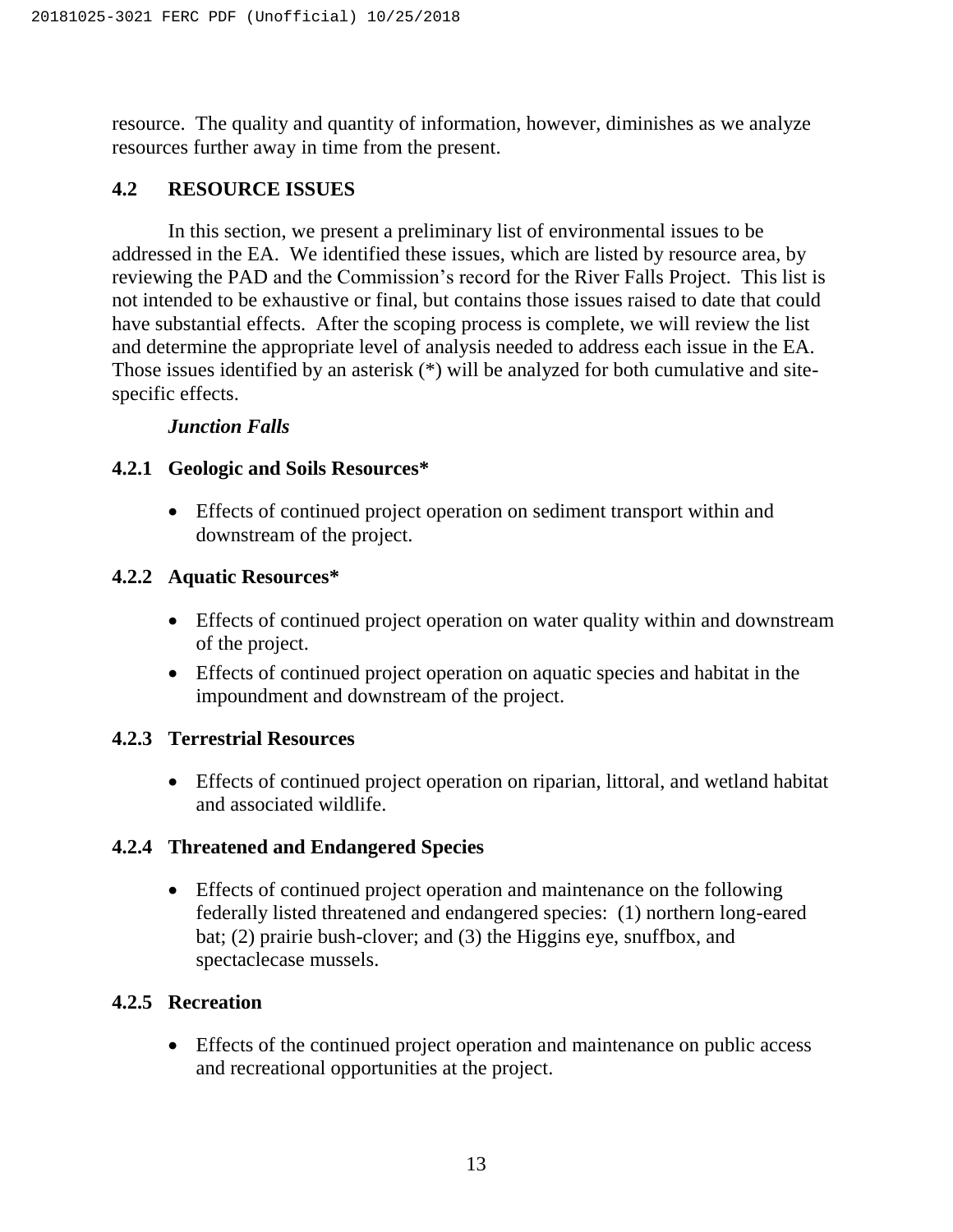resource. The quality and quantity of information, however, diminishes as we analyze resources further away in time from the present.

## 4.2 RESOURCE ISSUES

In this section, we present a preliminary list of environmental issues to be addressed in the EA. We identified these issues, which are listed by resource area, by reviewing the PAD and the Commission's record for the River Falls Project. This list is not intended to be exhaustive or final, but contains those issues raised to date that could have substantial effects. After the scoping process is complete, we will review the list and determine the appropriate level of analysis needed to address each issue in the EA. Those issues identified by an asterisk (*) will be analyzed for both cumulative and site-specific effects.

***Junction Falls***

### 4.2.1 Geologic and Soils Resources*

- Effects of continued project operation on sediment transport within and downstream of the project.

### 4.2.2 Aquatic Resources*

- Effects of continued project operation on water quality within and downstream of the project.
- Effects of continued project operation on aquatic species and habitat in the impoundment and downstream of the project.

### 4.2.3 Terrestrial Resources

- Effects of continued project operation on riparian, littoral, and wetland habitat and associated wildlife.

### 4.2.4 Threatened and Endangered Species

- Effects of continued project operation and maintenance on the following federally listed threatened and endangered species: (1) northern long-eared bat; (2) prairie bush-clover; and (3) the Higgins eye, snuffbox, and spectaclecase mussels.

### 4.2.5 Recreation

- Effects of the continued project operation and maintenance on public access and recreational opportunities at the project.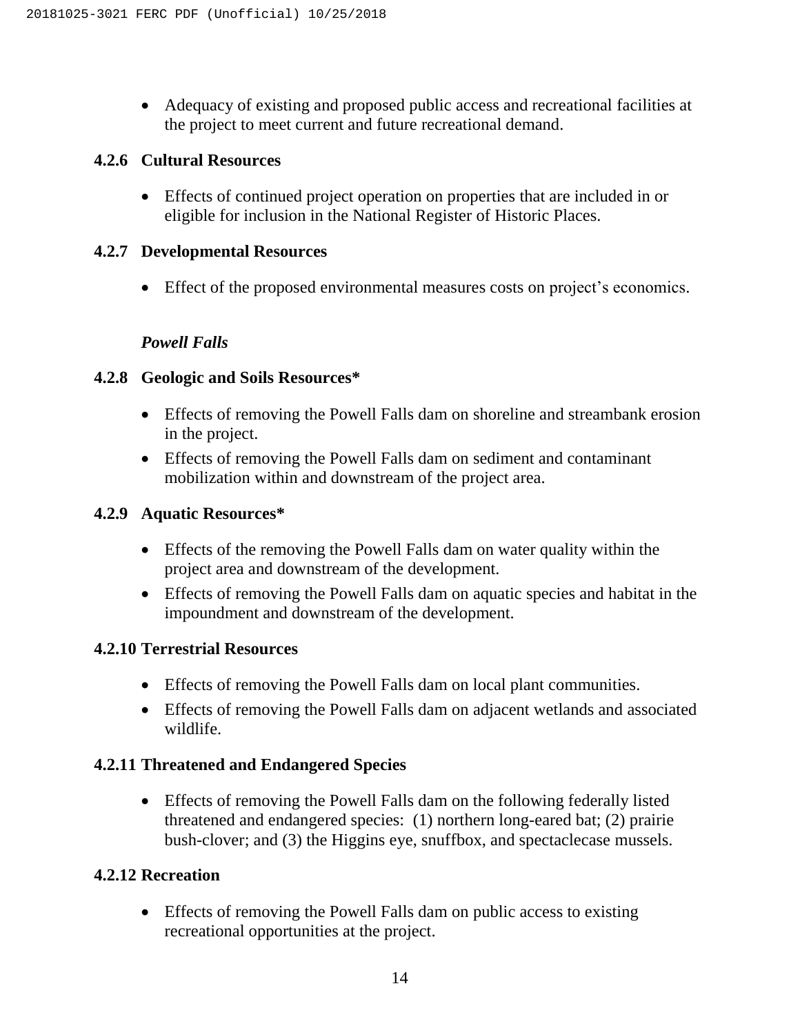- Adequacy of existing and proposed public access and recreational facilities at the project to meet current and future recreational demand.

### 4.2.6 Cultural Resources

- Effects of continued project operation on properties that are included in or eligible for inclusion in the National Register of Historic Places.

### 4.2.7 Developmental Resources

- Effect of the proposed environmental measures costs on project's economics.

*Powell Falls*

### 4.2.8 Geologic and Soils Resources*

- Effects of removing the Powell Falls dam on shoreline and streambank erosion in the project.
- Effects of removing the Powell Falls dam on sediment and contaminant mobilization within and downstream of the project area.

### 4.2.9 Aquatic Resources*

- Effects of the removing the Powell Falls dam on water quality within the project area and downstream of the development.
- Effects of removing the Powell Falls dam on aquatic species and habitat in the impoundment and downstream of the development.

### 4.2.10 Terrestrial Resources

- Effects of removing the Powell Falls dam on local plant communities.
- Effects of removing the Powell Falls dam on adjacent wetlands and associated wildlife.

### 4.2.11 Threatened and Endangered Species

- Effects of removing the Powell Falls dam on the following federally listed threatened and endangered species: (1) northern long-eared bat; (2) prairie bush-clover; and (3) the Higgins eye, snuffbox, and spectaclecase mussels.

### 4.2.12 Recreation

- Effects of removing the Powell Falls dam on public access to existing recreational opportunities at the project.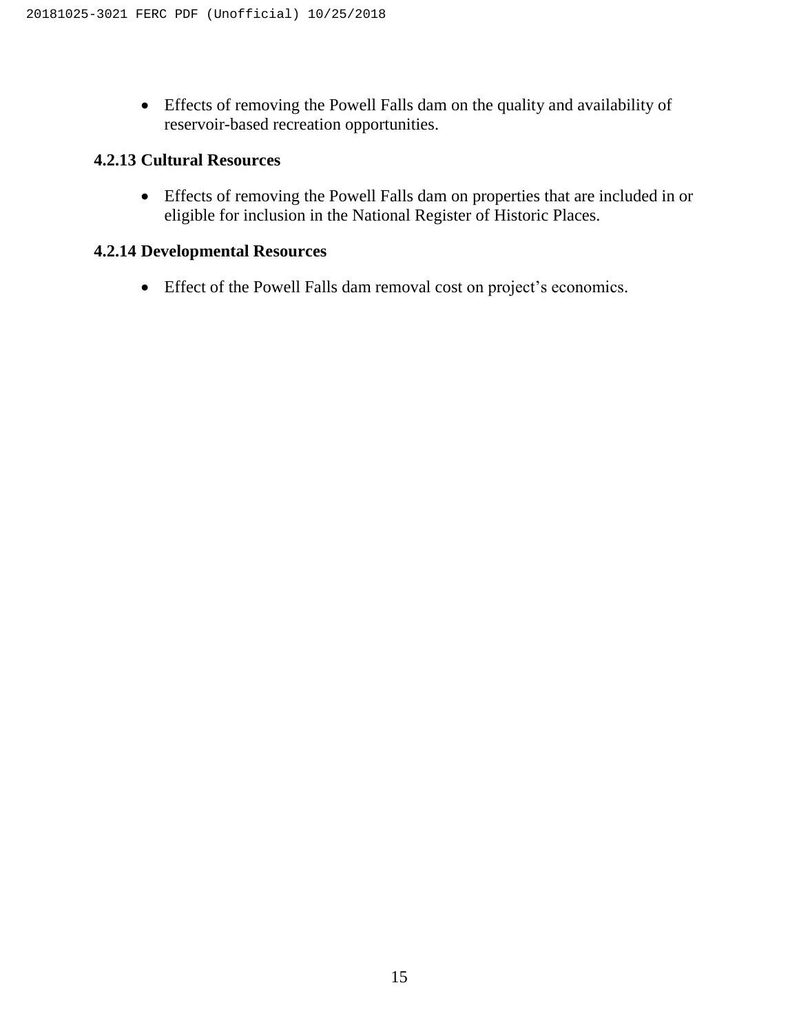- Effects of removing the Powell Falls dam on the quality and availability of reservoir-based recreation opportunities.

### 4.2.13 Cultural Resources

- Effects of removing the Powell Falls dam on properties that are included in or eligible for inclusion in the National Register of Historic Places.

### 4.2.14 Developmental Resources

- Effect of the Powell Falls dam removal cost on project's economics.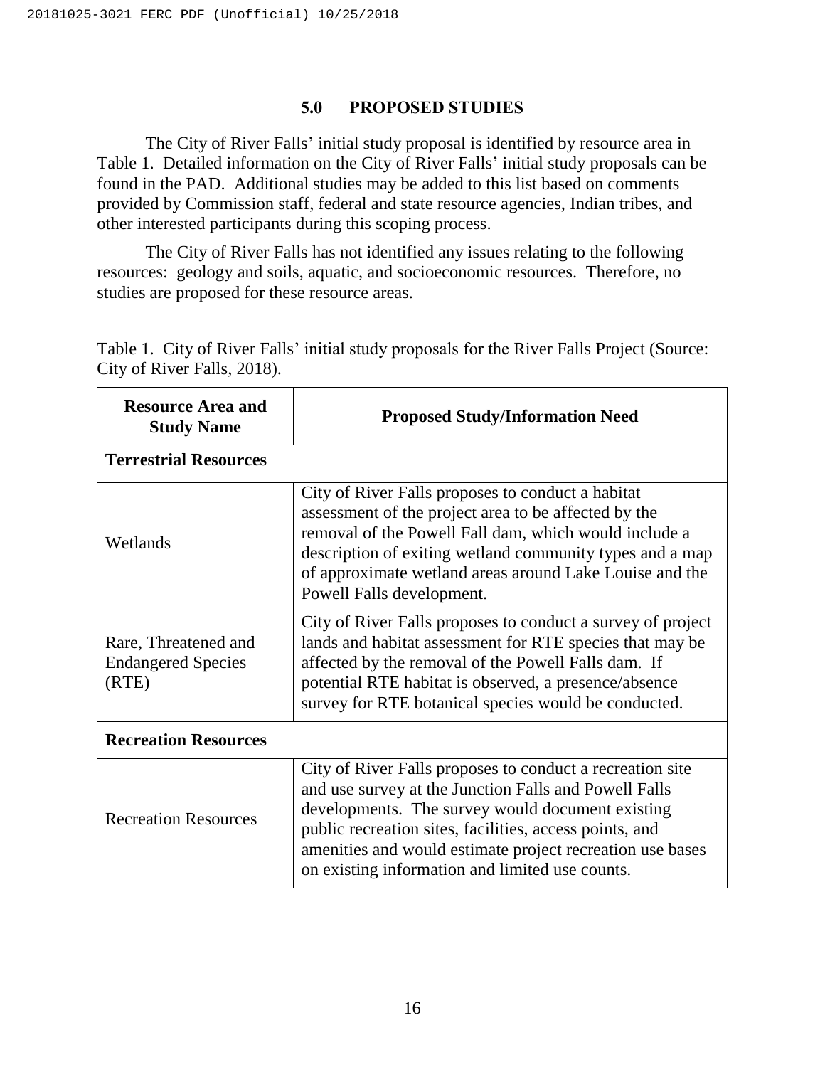## 5.0 PROPOSED STUDIES

The City of River Falls' initial study proposal is identified by resource area in Table 1. Detailed information on the City of River Falls' initial study proposals can be found in the PAD. Additional studies may be added to this list based on comments provided by Commission staff, federal and state resource agencies, Indian tribes, and other interested participants during this scoping process.

The City of River Falls has not identified any issues relating to the following resources: geology and soils, aquatic, and socioeconomic resources. Therefore, no studies are proposed for these resource areas.

Table 1. City of River Falls' initial study proposals for the River Falls Project (Source: City of River Falls, 2018).

| Resource Area and Study Name | Proposed Study/Information Need |
|---|---|
| **Terrestrial Resources** | |
| Wetlands | City of River Falls proposes to conduct a habitat assessment of the project area to be affected by the removal of the Powell Fall dam, which would include a description of exiting wetland community types and a map of approximate wetland areas around Lake Louise and the Powell Falls development. |
| Rare, Threatened and Endangered Species (RTE) | City of River Falls proposes to conduct a survey of project lands and habitat assessment for RTE species that may be affected by the removal of the Powell Falls dam. If potential RTE habitat is observed, a presence/absence survey for RTE botanical species would be conducted. |
| **Recreation Resources** | |
| Recreation Resources | City of River Falls proposes to conduct a recreation site and use survey at the Junction Falls and Powell Falls developments. The survey would document existing public recreation sites, facilities, access points, and amenities and would estimate project recreation use bases on existing information and limited use counts. |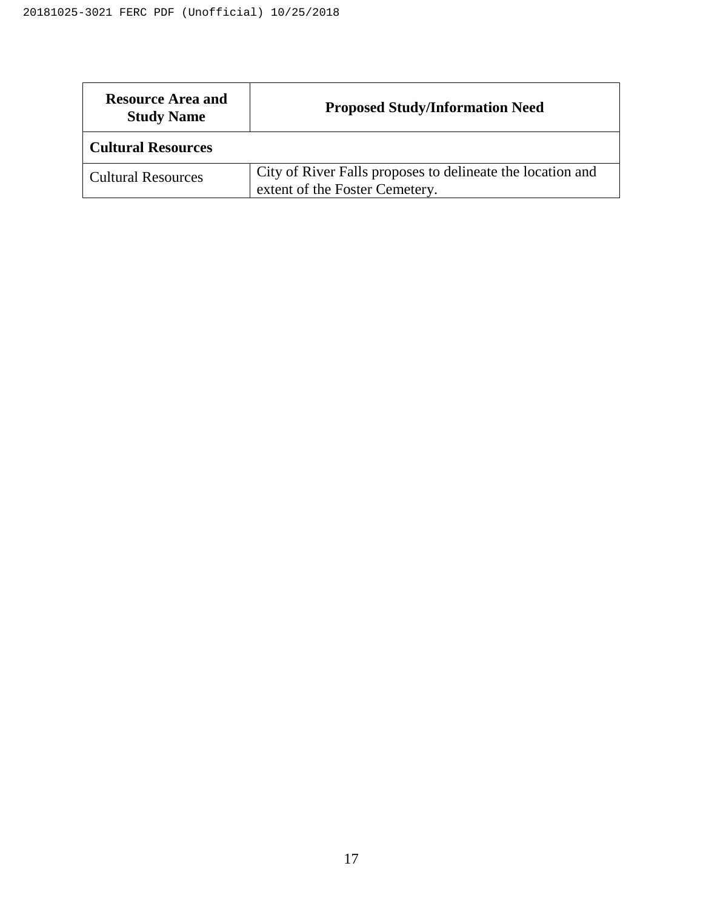| Resource Area and Study Name | Proposed Study/Information Need |
| --- | --- |
| **Cultural Resources** | |
| Cultural Resources | City of River Falls proposes to delineate the location and extent of the Foster Cemetery. |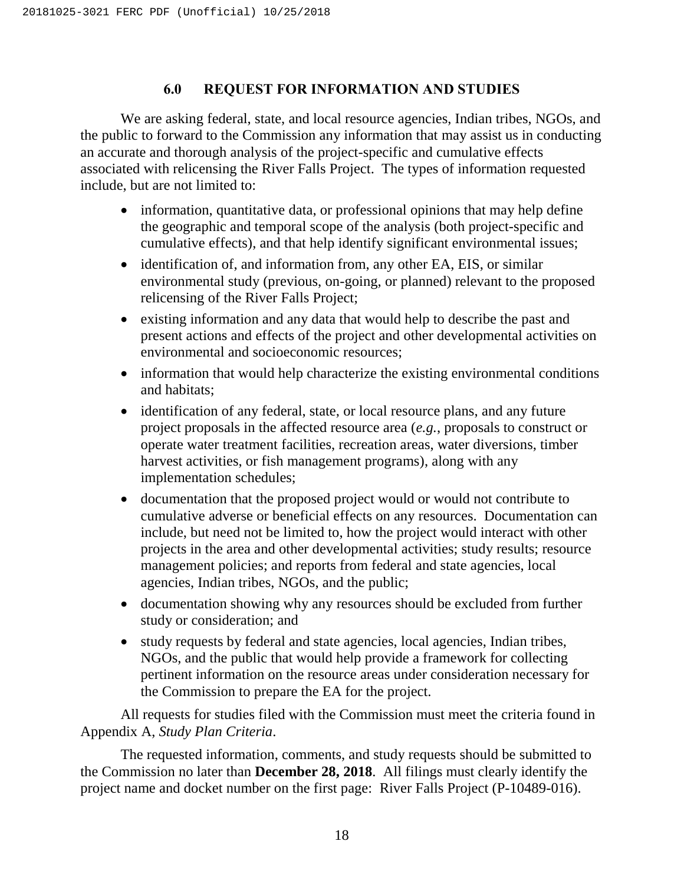## 6.0 REQUEST FOR INFORMATION AND STUDIES

We are asking federal, state, and local resource agencies, Indian tribes, NGOs, and the public to forward to the Commission any information that may assist us in conducting an accurate and thorough analysis of the project-specific and cumulative effects associated with relicensing the River Falls Project. The types of information requested include, but are not limited to:

- information, quantitative data, or professional opinions that may help define the geographic and temporal scope of the analysis (both project-specific and cumulative effects), and that help identify significant environmental issues;
- identification of, and information from, any other EA, EIS, or similar environmental study (previous, on-going, or planned) relevant to the proposed relicensing of the River Falls Project;
- existing information and any data that would help to describe the past and present actions and effects of the project and other developmental activities on environmental and socioeconomic resources;
- information that would help characterize the existing environmental conditions and habitats;
- identification of any federal, state, or local resource plans, and any future project proposals in the affected resource area (*e.g.*, proposals to construct or operate water treatment facilities, recreation areas, water diversions, timber harvest activities, or fish management programs), along with any implementation schedules;
- documentation that the proposed project would or would not contribute to cumulative adverse or beneficial effects on any resources. Documentation can include, but need not be limited to, how the project would interact with other projects in the area and other developmental activities; study results; resource management policies; and reports from federal and state agencies, local agencies, Indian tribes, NGOs, and the public;
- documentation showing why any resources should be excluded from further study or consideration; and
- study requests by federal and state agencies, local agencies, Indian tribes, NGOs, and the public that would help provide a framework for collecting pertinent information on the resource areas under consideration necessary for the Commission to prepare the EA for the project.

All requests for studies filed with the Commission must meet the criteria found in Appendix A, *Study Plan Criteria*.

The requested information, comments, and study requests should be submitted to the Commission no later than **December 28, 2018**. All filings must clearly identify the project name and docket number on the first page: River Falls Project (P-10489-016).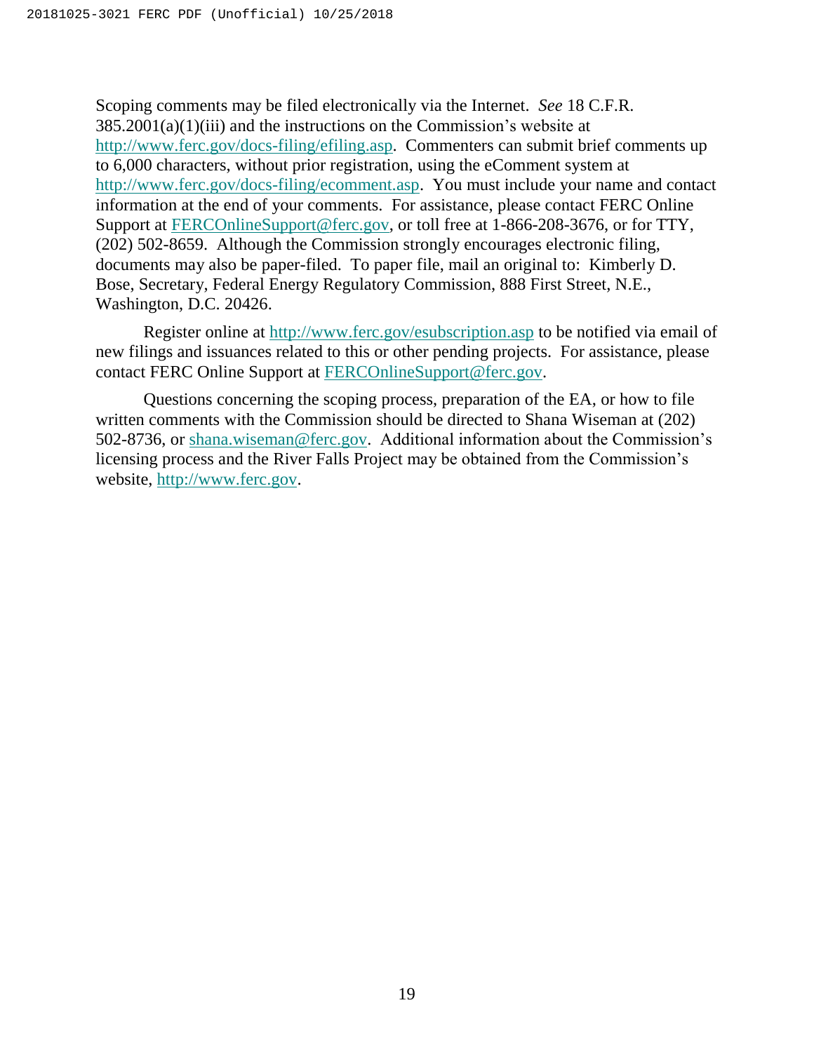Scoping comments may be filed electronically via the Internet. *See* 18 C.F.R. 385.2001(a)(1)(iii) and the instructions on the Commission's website at http://www.ferc.gov/docs-filing/efiling.asp. Commenters can submit brief comments up to 6,000 characters, without prior registration, using the eComment system at http://www.ferc.gov/docs-filing/ecomment.asp. You must include your name and contact information at the end of your comments. For assistance, please contact FERC Online Support at FERCOnlineSupport@ferc.gov, or toll free at 1-866-208-3676, or for TTY, (202) 502-8659. Although the Commission strongly encourages electronic filing, documents may also be paper-filed. To paper file, mail an original to: Kimberly D. Bose, Secretary, Federal Energy Regulatory Commission, 888 First Street, N.E., Washington, D.C. 20426.

Register online at http://www.ferc.gov/esubscription.asp to be notified via email of new filings and issuances related to this or other pending projects. For assistance, please contact FERC Online Support at FERCOnlineSupport@ferc.gov.

Questions concerning the scoping process, preparation of the EA, or how to file written comments with the Commission should be directed to Shana Wiseman at (202) 502-8736, or shana.wiseman@ferc.gov. Additional information about the Commission's licensing process and the River Falls Project may be obtained from the Commission's website, http://www.ferc.gov.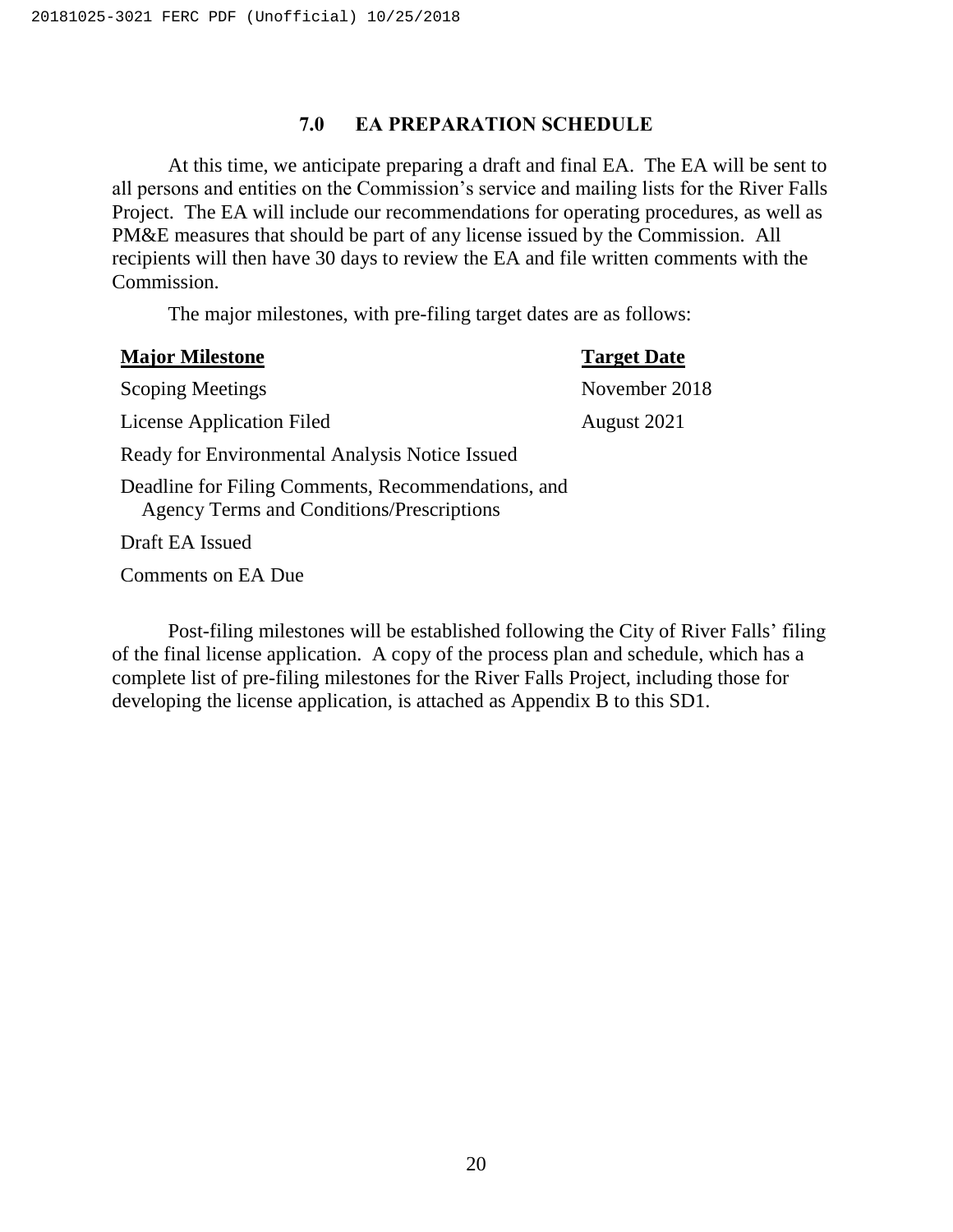## 7.0 EA PREPARATION SCHEDULE

At this time, we anticipate preparing a draft and final EA. The EA will be sent to all persons and entities on the Commission's service and mailing lists for the River Falls Project. The EA will include our recommendations for operating procedures, as well as PM&E measures that should be part of any license issued by the Commission. All recipients will then have 30 days to review the EA and file written comments with the Commission.

The major milestones, with pre-filing target dates are as follows:

| Major Milestone | Target Date |
|---|---|
| Scoping Meetings | November 2018 |
| License Application Filed | August 2021 |
| Ready for Environmental Analysis Notice Issued | |
| Deadline for Filing Comments, Recommendations, and Agency Terms and Conditions/Prescriptions | |
| Draft EA Issued | |
| Comments on EA Due | |

Post-filing milestones will be established following the City of River Falls' filing of the final license application. A copy of the process plan and schedule, which has a complete list of pre-filing milestones for the River Falls Project, including those for developing the license application, is attached as Appendix B to this SD1.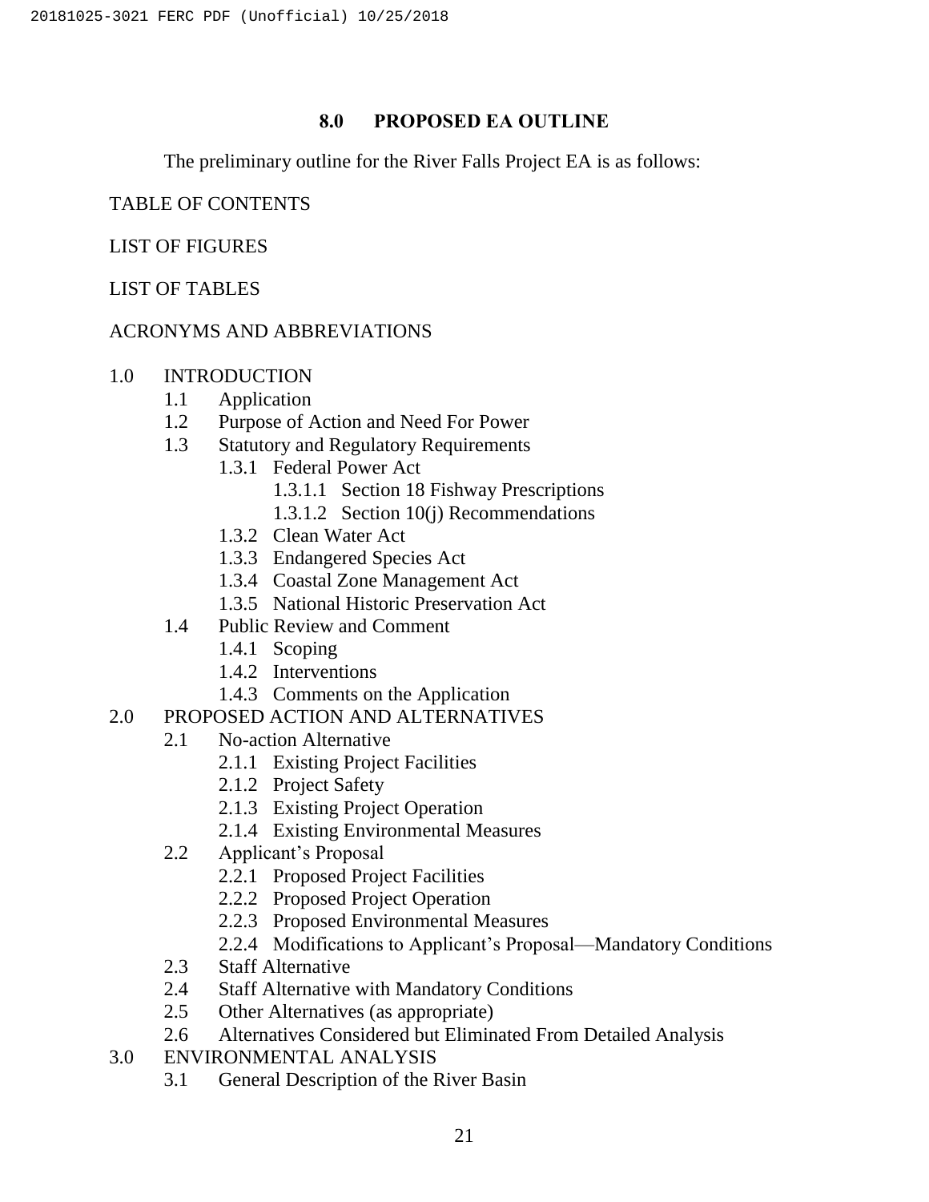## 8.0 PROPOSED EA OUTLINE

The preliminary outline for the River Falls Project EA is as follows:

TABLE OF CONTENTS

LIST OF FIGURES

LIST OF TABLES

ACRONYMS AND ABBREVIATIONS

1.0 INTRODUCTION
- 1.1 Application
- 1.2 Purpose of Action and Need For Power
- 1.3 Statutory and Regulatory Requirements
  - 1.3.1 Federal Power Act
    - 1.3.1.1 Section 18 Fishway Prescriptions
    - 1.3.1.2 Section 10(j) Recommendations
  - 1.3.2 Clean Water Act
  - 1.3.3 Endangered Species Act
  - 1.3.4 Coastal Zone Management Act
  - 1.3.5 National Historic Preservation Act
- 1.4 Public Review and Comment
  - 1.4.1 Scoping
  - 1.4.2 Interventions
  - 1.4.3 Comments on the Application

2.0 PROPOSED ACTION AND ALTERNATIVES
- 2.1 No-action Alternative
  - 2.1.1 Existing Project Facilities
  - 2.1.2 Project Safety
  - 2.1.3 Existing Project Operation
  - 2.1.4 Existing Environmental Measures
- 2.2 Applicant's Proposal
  - 2.2.1 Proposed Project Facilities
  - 2.2.2 Proposed Project Operation
  - 2.2.3 Proposed Environmental Measures
  - 2.2.4 Modifications to Applicant's Proposal—Mandatory Conditions
- 2.3 Staff Alternative
- 2.4 Staff Alternative with Mandatory Conditions
- 2.5 Other Alternatives (as appropriate)
- 2.6 Alternatives Considered but Eliminated From Detailed Analysis

3.0 ENVIRONMENTAL ANALYSIS
- 3.1 General Description of the River Basin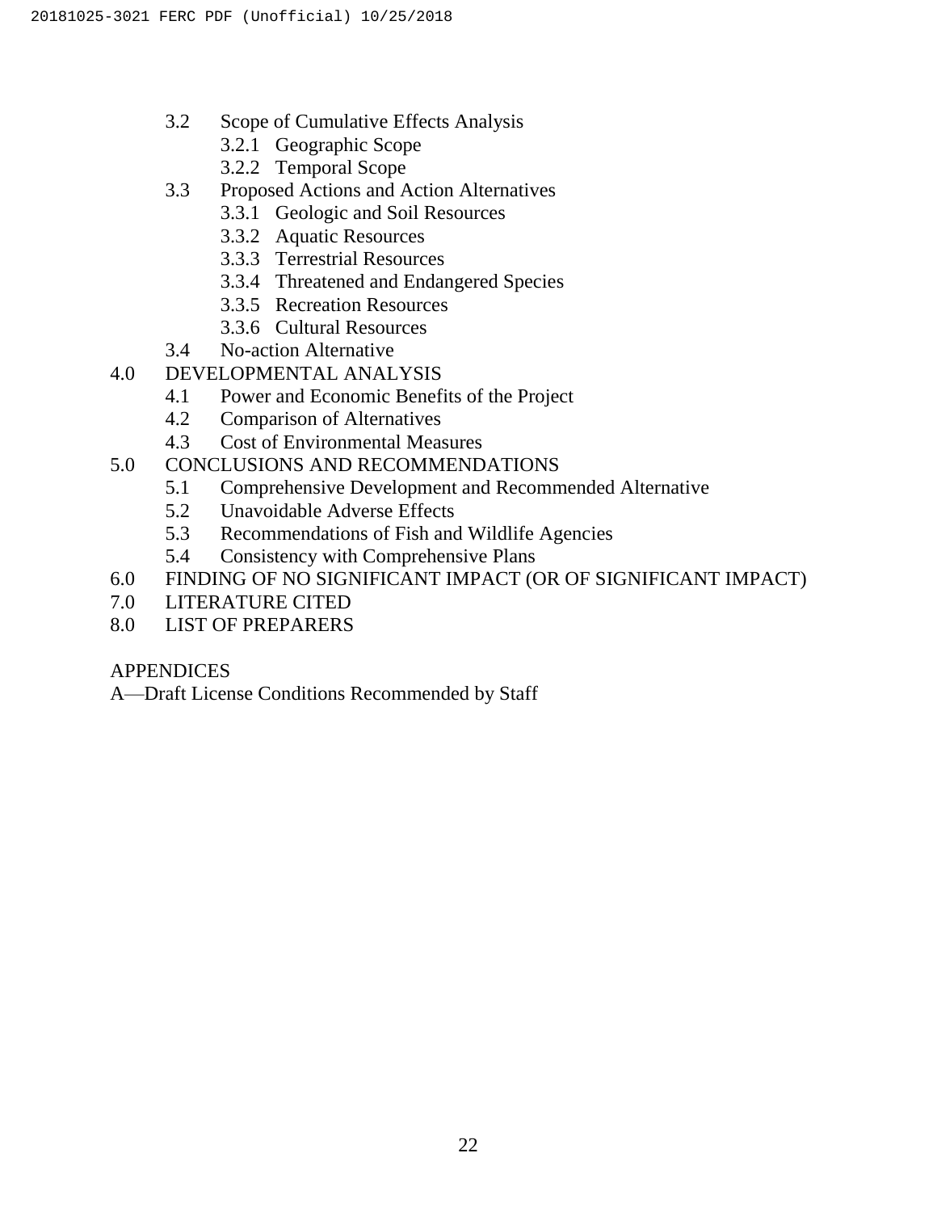- 3.2 Scope of Cumulative Effects Analysis
  - 3.2.1 Geographic Scope
  - 3.2.2 Temporal Scope
- 3.3 Proposed Actions and Action Alternatives
  - 3.3.1 Geologic and Soil Resources
  - 3.3.2 Aquatic Resources
  - 3.3.3 Terrestrial Resources
  - 3.3.4 Threatened and Endangered Species
  - 3.3.5 Recreation Resources
  - 3.3.6 Cultural Resources
- 3.4 No-action Alternative

4.0 DEVELOPMENTAL ANALYSIS
- 4.1 Power and Economic Benefits of the Project
- 4.2 Comparison of Alternatives
- 4.3 Cost of Environmental Measures

5.0 CONCLUSIONS AND RECOMMENDATIONS
- 5.1 Comprehensive Development and Recommended Alternative
- 5.2 Unavoidable Adverse Effects
- 5.3 Recommendations of Fish and Wildlife Agencies
- 5.4 Consistency with Comprehensive Plans

6.0 FINDING OF NO SIGNIFICANT IMPACT (OR OF SIGNIFICANT IMPACT)

7.0 LITERATURE CITED

8.0 LIST OF PREPARERS

APPENDICES

A—Draft License Conditions Recommended by Staff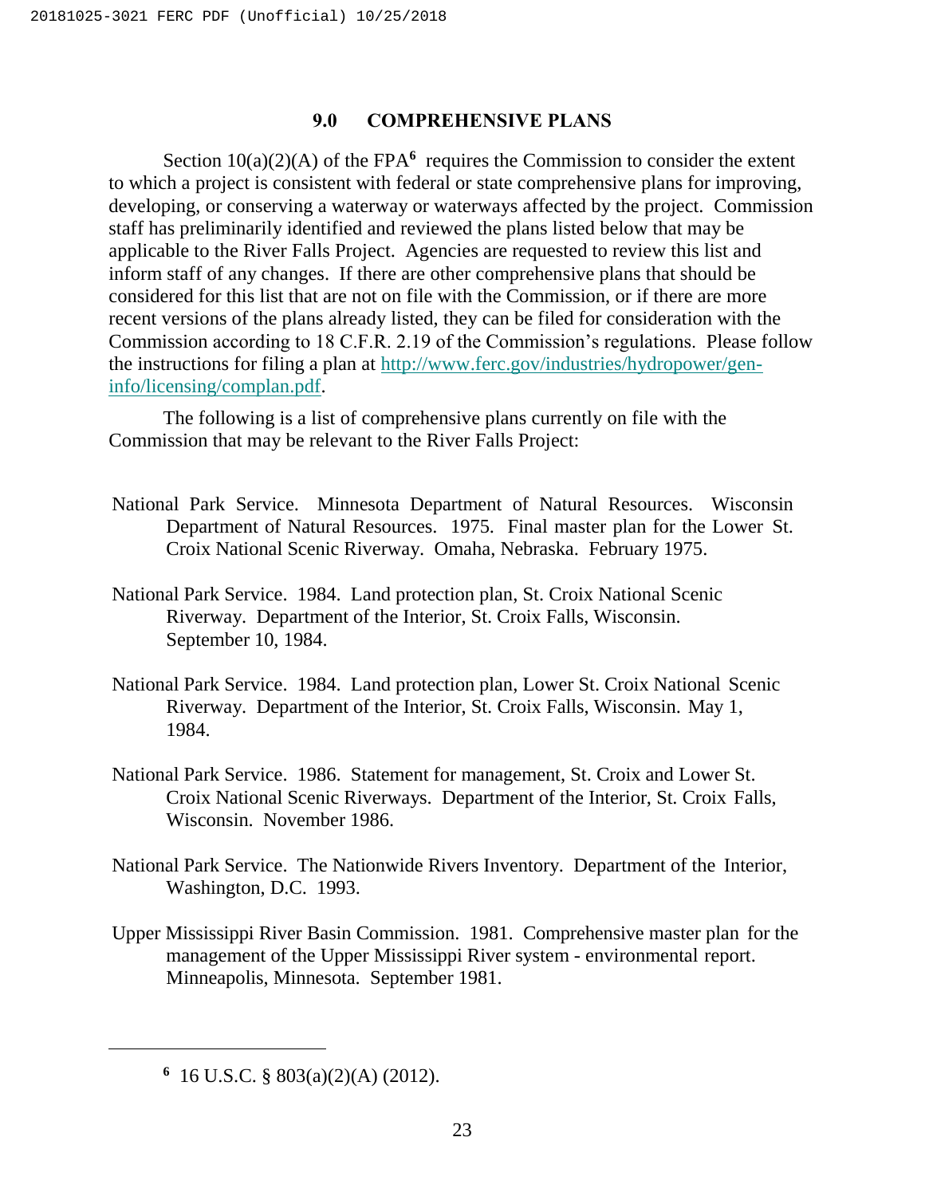## 9.0 COMPREHENSIVE PLANS

Section 10(a)(2)(A) of the FPA[6] requires the Commission to consider the extent to which a project is consistent with federal or state comprehensive plans for improving, developing, or conserving a waterway or waterways affected by the project. Commission staff has preliminarily identified and reviewed the plans listed below that may be applicable to the River Falls Project. Agencies are requested to review this list and inform staff of any changes. If there are other comprehensive plans that should be considered for this list that are not on file with the Commission, or if there are more recent versions of the plans already listed, they can be filed for consideration with the Commission according to 18 C.F.R. 2.19 of the Commission's regulations. Please follow the instructions for filing a plan at http://www.ferc.gov/industries/hydropower/gen-info/licensing/complan.pdf.

The following is a list of comprehensive plans currently on file with the Commission that may be relevant to the River Falls Project:

National Park Service. Minnesota Department of Natural Resources. Wisconsin Department of Natural Resources. 1975. Final master plan for the Lower St. Croix National Scenic Riverway. Omaha, Nebraska. February 1975.

National Park Service. 1984. Land protection plan, St. Croix National Scenic Riverway. Department of the Interior, St. Croix Falls, Wisconsin. September 10, 1984.

National Park Service. 1984. Land protection plan, Lower St. Croix National Scenic Riverway. Department of the Interior, St. Croix Falls, Wisconsin. May 1, 1984.

National Park Service. 1986. Statement for management, St. Croix and Lower St. Croix National Scenic Riverways. Department of the Interior, St. Croix Falls, Wisconsin. November 1986.

National Park Service. The Nationwide Rivers Inventory. Department of the Interior, Washington, D.C. 1993.

Upper Mississippi River Basin Commission. 1981. Comprehensive master plan for the management of the Upper Mississippi River system - environmental report. Minneapolis, Minnesota. September 1981.

---

[6] 16 U.S.C. § 803(a)(2)(A) (2012).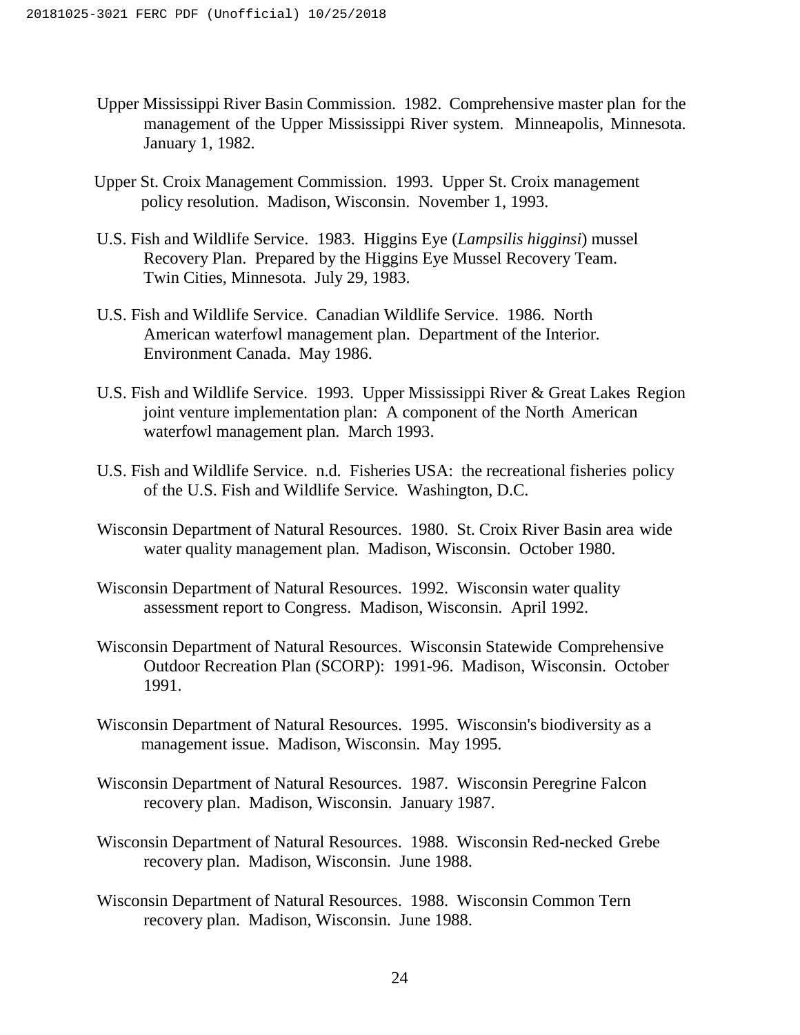Upper Mississippi River Basin Commission. 1982. Comprehensive master plan for the management of the Upper Mississippi River system. Minneapolis, Minnesota. January 1, 1982.

Upper St. Croix Management Commission. 1993. Upper St. Croix management policy resolution. Madison, Wisconsin. November 1, 1993.

U.S. Fish and Wildlife Service. 1983. Higgins Eye (*Lampsilis higginsi*) mussel Recovery Plan. Prepared by the Higgins Eye Mussel Recovery Team. Twin Cities, Minnesota. July 29, 1983.

U.S. Fish and Wildlife Service. Canadian Wildlife Service. 1986. North American waterfowl management plan. Department of the Interior. Environment Canada. May 1986.

U.S. Fish and Wildlife Service. 1993. Upper Mississippi River & Great Lakes Region joint venture implementation plan: A component of the North American waterfowl management plan. March 1993.

U.S. Fish and Wildlife Service. n.d. Fisheries USA: the recreational fisheries policy of the U.S. Fish and Wildlife Service. Washington, D.C.

Wisconsin Department of Natural Resources. 1980. St. Croix River Basin area wide water quality management plan. Madison, Wisconsin. October 1980.

Wisconsin Department of Natural Resources. 1992. Wisconsin water quality assessment report to Congress. Madison, Wisconsin. April 1992.

Wisconsin Department of Natural Resources. Wisconsin Statewide Comprehensive Outdoor Recreation Plan (SCORP): 1991-96. Madison, Wisconsin. October 1991.

Wisconsin Department of Natural Resources. 1995. Wisconsin's biodiversity as a management issue. Madison, Wisconsin. May 1995.

Wisconsin Department of Natural Resources. 1987. Wisconsin Peregrine Falcon recovery plan. Madison, Wisconsin. January 1987.

Wisconsin Department of Natural Resources. 1988. Wisconsin Red-necked Grebe recovery plan. Madison, Wisconsin. June 1988.

Wisconsin Department of Natural Resources. 1988. Wisconsin Common Tern recovery plan. Madison, Wisconsin. June 1988.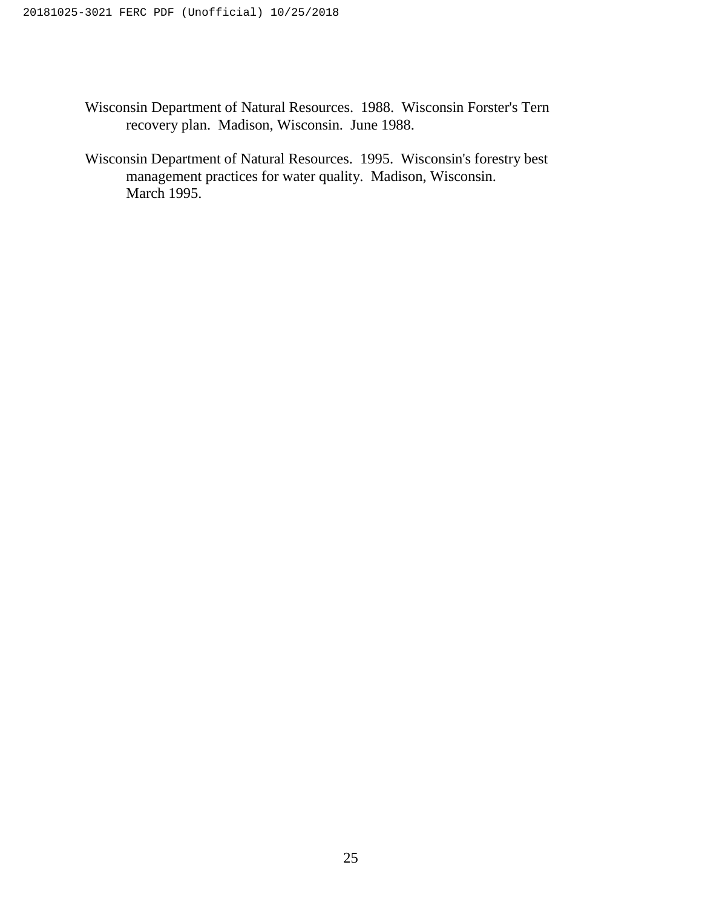Wisconsin Department of Natural Resources. 1988. Wisconsin Forster's Tern recovery plan. Madison, Wisconsin. June 1988.

Wisconsin Department of Natural Resources. 1995. Wisconsin's forestry best management practices for water quality. Madison, Wisconsin. March 1995.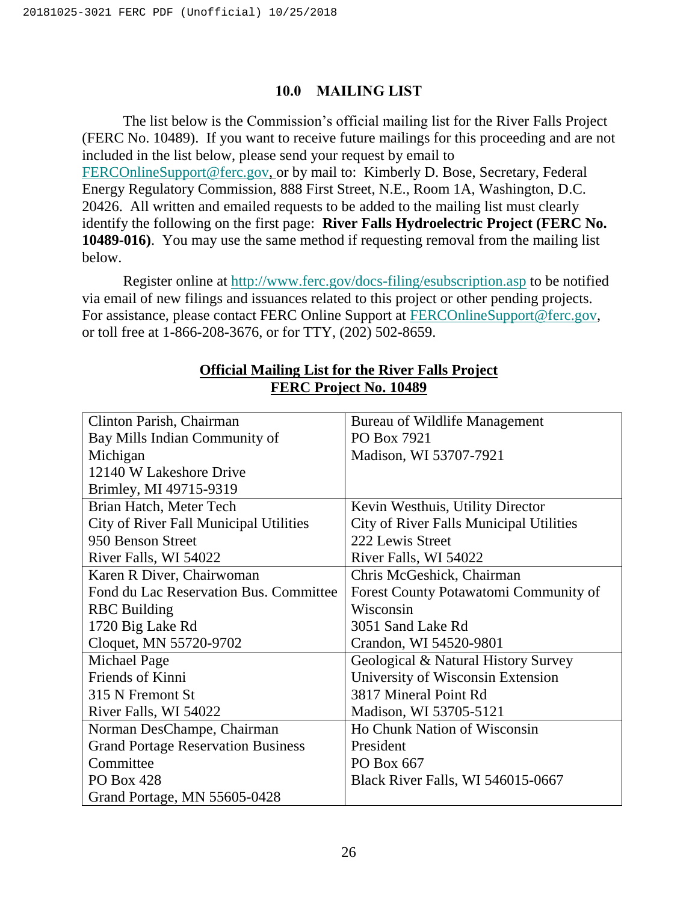## 10.0 MAILING LIST

The list below is the Commission's official mailing list for the River Falls Project (FERC No. 10489). If you want to receive future mailings for this proceeding and are not included in the list below, please send your request by email to FERCOnlineSupport@ferc.gov, or by mail to: Kimberly D. Bose, Secretary, Federal Energy Regulatory Commission, 888 First Street, N.E., Room 1A, Washington, D.C. 20426. All written and emailed requests to be added to the mailing list must clearly identify the following on the first page: **River Falls Hydroelectric Project (FERC No. 10489-016)**. You may use the same method if requesting removal from the mailing list below.

Register online at http://www.ferc.gov/docs-filing/esubscription.asp to be notified via email of new filings and issuances related to this project or other pending projects. For assistance, please contact FERC Online Support at FERCOnlineSupport@ferc.gov, or toll free at 1-866-208-3676, or for TTY, (202) 502-8659.

**Official Mailing List for the River Falls Project**
**FERC Project No. 10489**

| | |
|---|---|
| Clinton Parish, Chairman<br>Bay Mills Indian Community of Michigan<br>12140 W Lakeshore Drive<br>Brimley, MI 49715-9319 | Bureau of Wildlife Management<br>PO Box 7921<br>Madison, WI 53707-7921 |
| Brian Hatch, Meter Tech<br>City of River Fall Municipal Utilities<br>950 Benson Street<br>River Falls, WI 54022 | Kevin Westhuis, Utility Director<br>City of River Falls Municipal Utilities<br>222 Lewis Street<br>River Falls, WI 54022 |
| Karen R Diver, Chairwoman<br>Fond du Lac Reservation Bus. Committee<br>RBC Building<br>1720 Big Lake Rd<br>Cloquet, MN 55720-9702 | Chris McGeshick, Chairman<br>Forest County Potawatomi Community of Wisconsin<br>3051 Sand Lake Rd<br>Crandon, WI 54520-9801 |
| Michael Page<br>Friends of Kinni<br>315 N Fremont St<br>River Falls, WI 54022 | Geological & Natural History Survey<br>University of Wisconsin Extension<br>3817 Mineral Point Rd<br>Madison, WI 53705-5121 |
| Norman DesChampe, Chairman<br>Grand Portage Reservation Business Committee<br>PO Box 428<br>Grand Portage, MN 55605-0428 | Ho Chunk Nation of Wisconsin<br>President<br>PO Box 667<br>Black River Falls, WI 546015-0667 |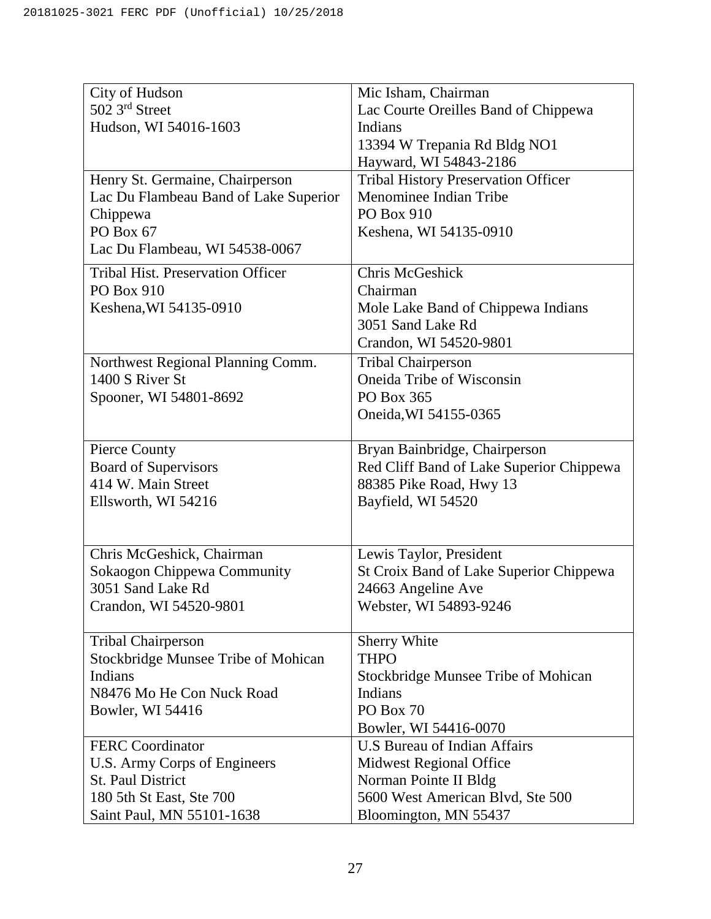| | |
|---|---|
| City of Hudson<br>502 3rd Street<br>Hudson, WI 54016-1603 | Mic Isham, Chairman<br>Lac Courte Oreilles Band of Chippewa Indians<br>13394 W Trepania Rd Bldg NO1<br>Hayward, WI 54843-2186 |
| Henry St. Germaine, Chairperson<br>Lac Du Flambeau Band of Lake Superior Chippewa<br>PO Box 67<br>Lac Du Flambeau, WI 54538-0067 | Tribal History Preservation Officer<br>Menominee Indian Tribe<br>PO Box 910<br>Keshena, WI 54135-0910 |
| Tribal Hist. Preservation Officer<br>PO Box 910<br>Keshena,WI 54135-0910 | Chris McGeshick<br>Chairman<br>Mole Lake Band of Chippewa Indians<br>3051 Sand Lake Rd<br>Crandon, WI 54520-9801 |
| Northwest Regional Planning Comm.<br>1400 S River St<br>Spooner, WI 54801-8692 | Tribal Chairperson<br>Oneida Tribe of Wisconsin<br>PO Box 365<br>Oneida,WI 54155-0365 |
| Pierce County<br>Board of Supervisors<br>414 W. Main Street<br>Ellsworth, WI 54216 | Bryan Bainbridge, Chairperson<br>Red Cliff Band of Lake Superior Chippewa<br>88385 Pike Road, Hwy 13<br>Bayfield, WI 54520 |
| Chris McGeshick, Chairman<br>Sokaogon Chippewa Community<br>3051 Sand Lake Rd<br>Crandon, WI 54520-9801 | Lewis Taylor, President<br>St Croix Band of Lake Superior Chippewa<br>24663 Angeline Ave<br>Webster, WI 54893-9246 |
| Tribal Chairperson<br>Stockbridge Munsee Tribe of Mohican Indians<br>N8476 Mo He Con Nuck Road<br>Bowler, WI 54416 | Sherry White<br>THPO<br>Stockbridge Munsee Tribe of Mohican Indians<br>PO Box 70<br>Bowler, WI 54416-0070 |
| FERC Coordinator<br>U.S. Army Corps of Engineers<br>St. Paul District<br>180 5th St East, Ste 700<br>Saint Paul, MN 55101-1638 | U.S Bureau of Indian Affairs<br>Midwest Regional Office<br>Norman Pointe II Bldg<br>5600 West American Blvd, Ste 500<br>Bloomington, MN 55437 |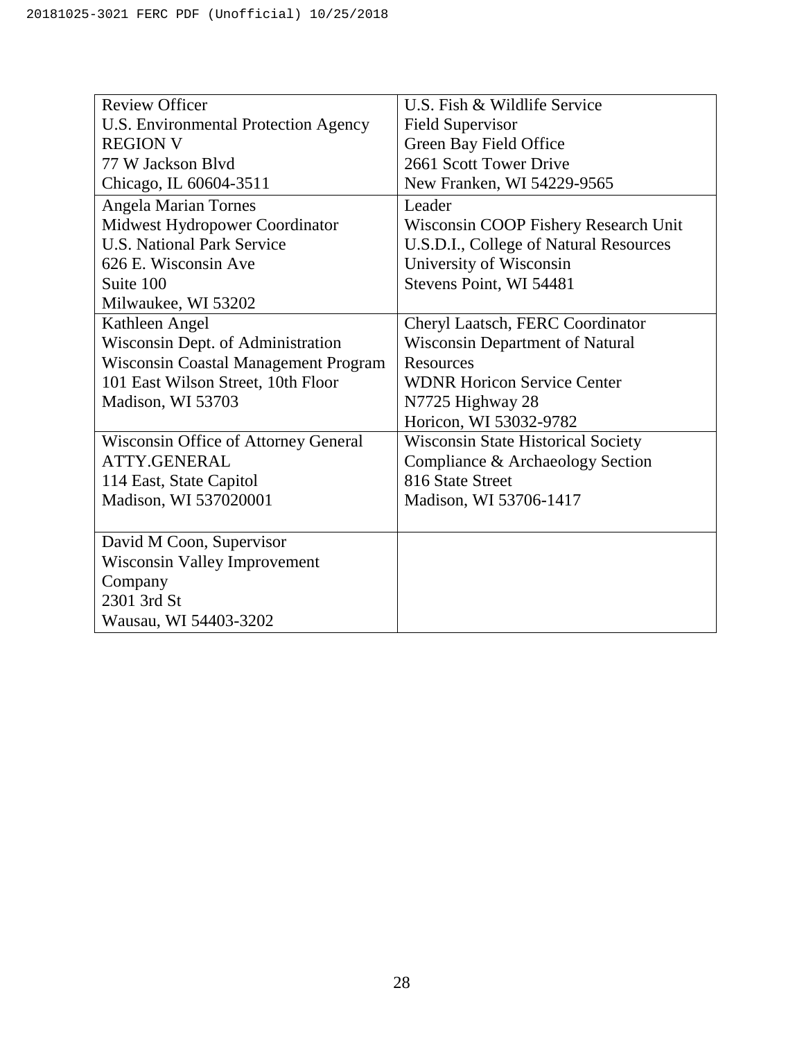| | |
|---|---|
| Review Officer<br>U.S. Environmental Protection Agency<br>REGION V<br>77 W Jackson Blvd<br>Chicago, IL 60604-3511 | U.S. Fish & Wildlife Service<br>Field Supervisor<br>Green Bay Field Office<br>2661 Scott Tower Drive<br>New Franken, WI 54229-9565 |
| Angela Marian Tornes<br>Midwest Hydropower Coordinator<br>U.S. National Park Service<br>626 E. Wisconsin Ave<br>Suite 100<br>Milwaukee, WI 53202 | Leader<br>Wisconsin COOP Fishery Research Unit<br>U.S.D.I., College of Natural Resources<br>University of Wisconsin<br>Stevens Point, WI 54481 |
| Kathleen Angel<br>Wisconsin Dept. of Administration<br>Wisconsin Coastal Management Program<br>101 East Wilson Street, 10th Floor<br>Madison, WI 53703 | Cheryl Laatsch, FERC Coordinator<br>Wisconsin Department of Natural Resources<br>WDNR Horicon Service Center<br>N7725 Highway 28<br>Horicon, WI 53032-9782 |
| Wisconsin Office of Attorney General<br>ATTY.GENERAL<br>114 East, State Capitol<br>Madison, WI 537020001 | Wisconsin State Historical Society<br>Compliance & Archaeology Section<br>816 State Street<br>Madison, WI 53706-1417 |
| David M Coon, Supervisor<br>Wisconsin Valley Improvement Company<br>2301 3rd St<br>Wausau, WI 54403-3202 | |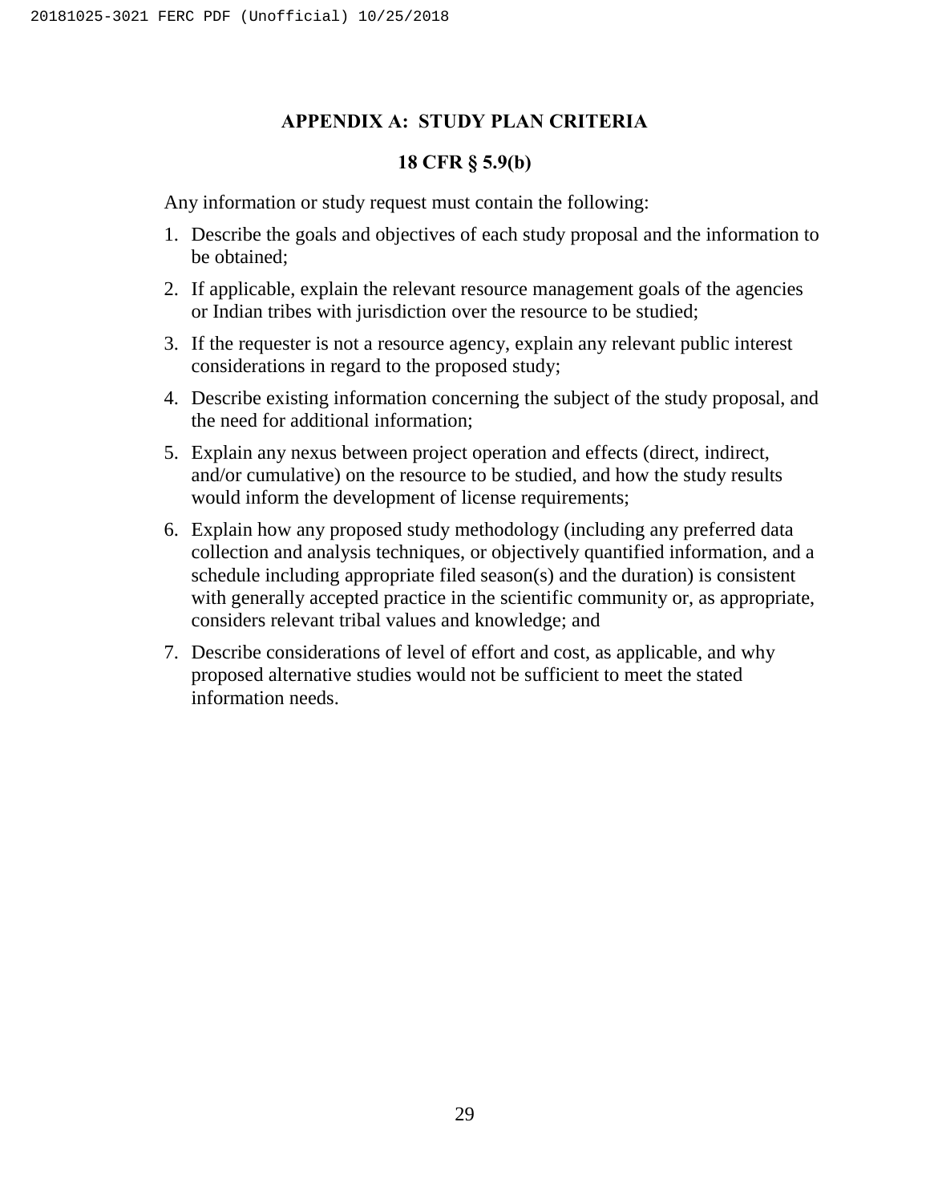## APPENDIX A: STUDY PLAN CRITERIA

### 18 CFR § 5.9(b)

Any information or study request must contain the following:

1. Describe the goals and objectives of each study proposal and the information to be obtained;
2. If applicable, explain the relevant resource management goals of the agencies or Indian tribes with jurisdiction over the resource to be studied;
3. If the requester is not a resource agency, explain any relevant public interest considerations in regard to the proposed study;
4. Describe existing information concerning the subject of the study proposal, and the need for additional information;
5. Explain any nexus between project operation and effects (direct, indirect, and/or cumulative) on the resource to be studied, and how the study results would inform the development of license requirements;
6. Explain how any proposed study methodology (including any preferred data collection and analysis techniques, or objectively quantified information, and a schedule including appropriate filed season(s) and the duration) is consistent with generally accepted practice in the scientific community or, as appropriate, considers relevant tribal values and knowledge; and
7. Describe considerations of level of effort and cost, as applicable, and why proposed alternative studies would not be sufficient to meet the stated information needs.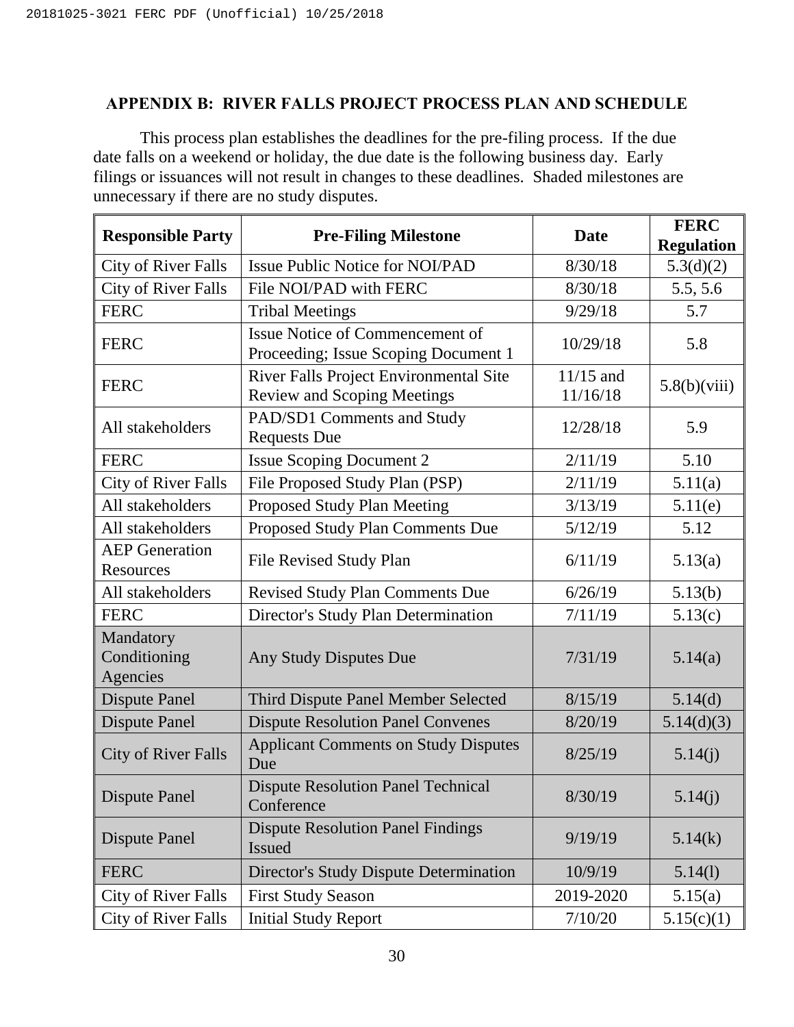## APPENDIX B: RIVER FALLS PROJECT PROCESS PLAN AND SCHEDULE

This process plan establishes the deadlines for the pre-filing process. If the due date falls on a weekend or holiday, the due date is the following business day. Early filings or issuances will not result in changes to these deadlines. Shaded milestones are unnecessary if there are no study disputes.

| Responsible Party | Pre-Filing Milestone | Date | FERC Regulation |
|---|---|---|---|
| City of River Falls | Issue Public Notice for NOI/PAD | 8/30/18 | 5.3(d)(2) |
| City of River Falls | File NOI/PAD with FERC | 8/30/18 | 5.5, 5.6 |
| FERC | Tribal Meetings | 9/29/18 | 5.7 |
| FERC | Issue Notice of Commencement of Proceeding; Issue Scoping Document 1 | 10/29/18 | 5.8 |
| FERC | River Falls Project Environmental Site Review and Scoping Meetings | 11/15 and 11/16/18 | 5.8(b)(viii) |
| All stakeholders | PAD/SD1 Comments and Study Requests Due | 12/28/18 | 5.9 |
| FERC | Issue Scoping Document 2 | 2/11/19 | 5.10 |
| City of River Falls | File Proposed Study Plan (PSP) | 2/11/19 | 5.11(a) |
| All stakeholders | Proposed Study Plan Meeting | 3/13/19 | 5.11(e) |
| All stakeholders | Proposed Study Plan Comments Due | 5/12/19 | 5.12 |
| AEP Generation Resources | File Revised Study Plan | 6/11/19 | 5.13(a) |
| All stakeholders | Revised Study Plan Comments Due | 6/26/19 | 5.13(b) |
| FERC | Director's Study Plan Determination | 7/11/19 | 5.13(c) |
| Mandatory Conditioning Agencies | Any Study Disputes Due | 7/31/19 | 5.14(a) |
| Dispute Panel | Third Dispute Panel Member Selected | 8/15/19 | 5.14(d) |
| Dispute Panel | Dispute Resolution Panel Convenes | 8/20/19 | 5.14(d)(3) |
| City of River Falls | Applicant Comments on Study Disputes Due | 8/25/19 | 5.14(j) |
| Dispute Panel | Dispute Resolution Panel Technical Conference | 8/30/19 | 5.14(j) |
| Dispute Panel | Dispute Resolution Panel Findings Issued | 9/19/19 | 5.14(k) |
| FERC | Director's Study Dispute Determination | 10/9/19 | 5.14(l) |
| City of River Falls | First Study Season | 2019-2020 | 5.15(a) |
| City of River Falls | Initial Study Report | 7/10/20 | 5.15(c)(1) |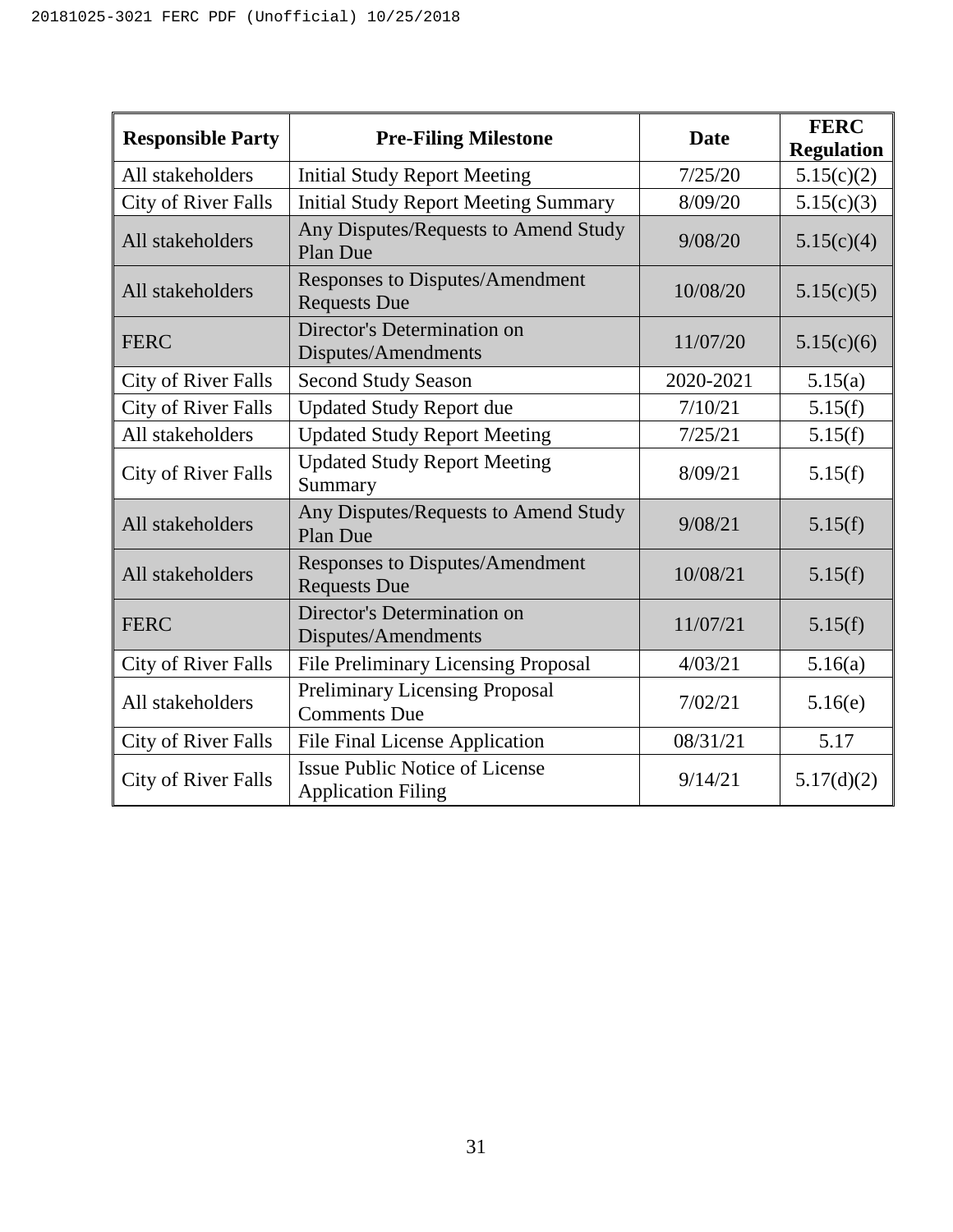| Responsible Party | Pre-Filing Milestone | Date | FERC Regulation |
|---|---|---|---|
| All stakeholders | Initial Study Report Meeting | 7/25/20 | 5.15(c)(2) |
| City of River Falls | Initial Study Report Meeting Summary | 8/09/20 | 5.15(c)(3) |
| All stakeholders | Any Disputes/Requests to Amend Study Plan Due | 9/08/20 | 5.15(c)(4) |
| All stakeholders | Responses to Disputes/Amendment Requests Due | 10/08/20 | 5.15(c)(5) |
| FERC | Director's Determination on Disputes/Amendments | 11/07/20 | 5.15(c)(6) |
| City of River Falls | Second Study Season | 2020-2021 | 5.15(a) |
| City of River Falls | Updated Study Report due | 7/10/21 | 5.15(f) |
| All stakeholders | Updated Study Report Meeting | 7/25/21 | 5.15(f) |
| City of River Falls | Updated Study Report Meeting Summary | 8/09/21 | 5.15(f) |
| All stakeholders | Any Disputes/Requests to Amend Study Plan Due | 9/08/21 | 5.15(f) |
| All stakeholders | Responses to Disputes/Amendment Requests Due | 10/08/21 | 5.15(f) |
| FERC | Director's Determination on Disputes/Amendments | 11/07/21 | 5.15(f) |
| City of River Falls | File Preliminary Licensing Proposal | 4/03/21 | 5.16(a) |
| All stakeholders | Preliminary Licensing Proposal Comments Due | 7/02/21 | 5.16(e) |
| City of River Falls | File Final License Application | 08/31/21 | 5.17 |
| City of River Falls | Issue Public Notice of License Application Filing | 9/14/21 | 5.17(d)(2) |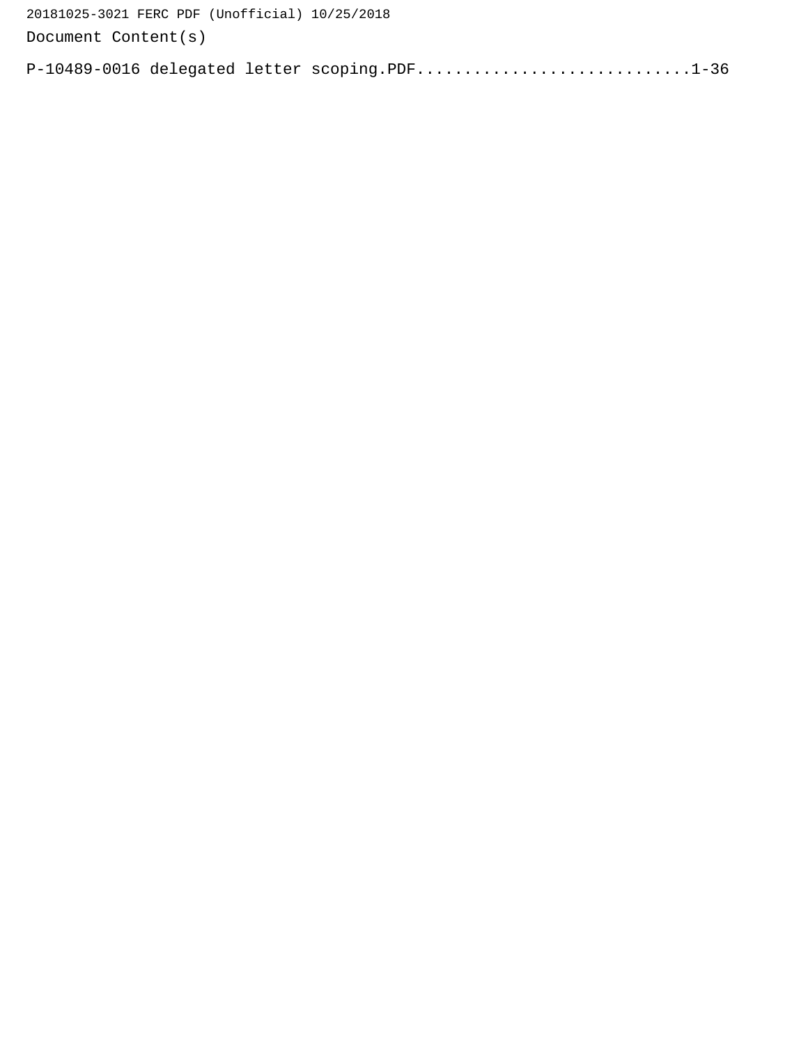20181025-3021 FERC PDF (Unofficial) 10/25/2018

Document Content(s)

P-10489-0016 delegated letter scoping.PDF.............................1-36